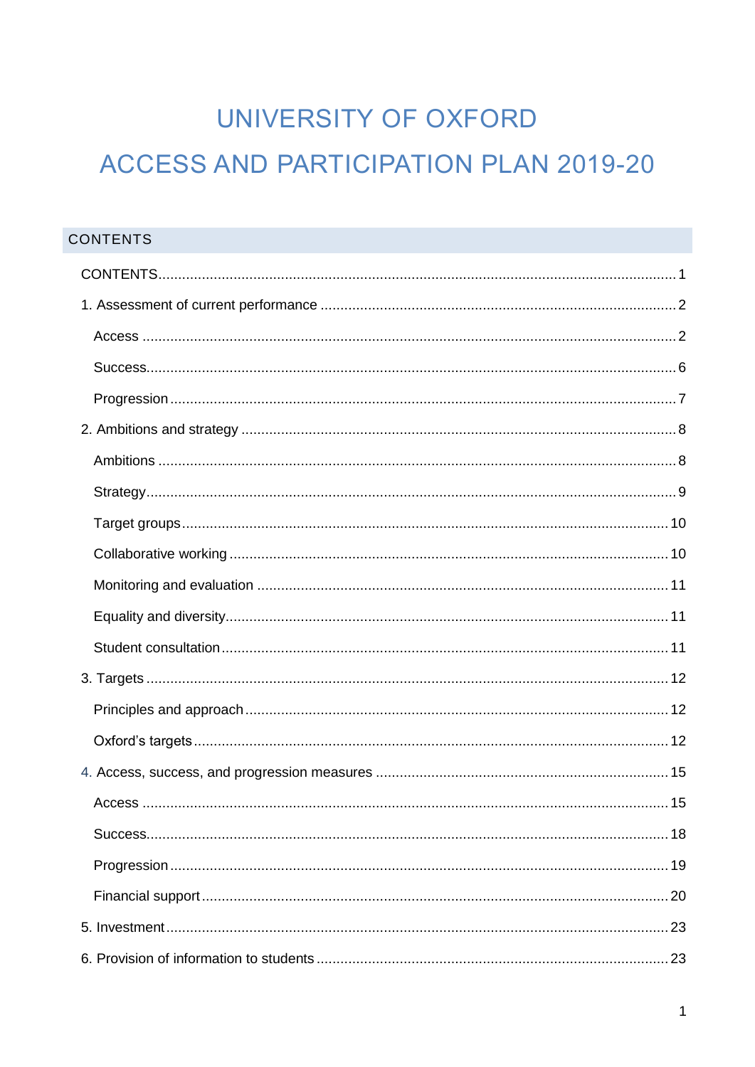# UNIVERSITY OF OXFORD

# ACCESS AND PARTICIPATION PLAN 2019-20

## CONTENTS

CONTENTS ..... 1

1. Assessment of current performance ..... 2
   - Access ..... 2
   - Success ..... 6
   - Progression ..... 7
2. Ambitions and strategy ..... 8
   - Ambitions ..... 8
   - Strategy ..... 9
   - Target groups ..... 10
   - Collaborative working ..... 10
   - Monitoring and evaluation ..... 11
   - Equality and diversity ..... 11
   - Student consultation ..... 11
3. Targets ..... 12
   - Principles and approach ..... 12
   - Oxford's targets ..... 12
4. Access, success, and progression measures ..... 15
   - Access ..... 15
   - Success ..... 18
   - Progression ..... 19
   - Financial support ..... 20
5. Investment ..... 23
6. Provision of information to students ..... 23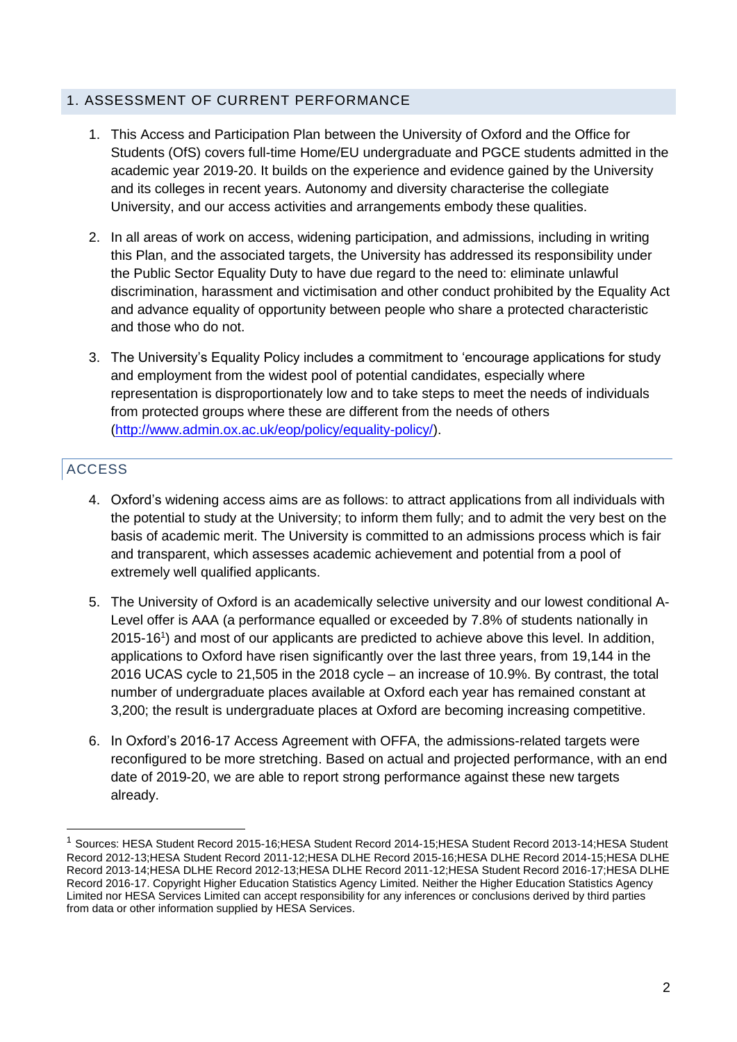## 1. ASSESSMENT OF CURRENT PERFORMANCE

1. This Access and Participation Plan between the University of Oxford and the Office for Students (OfS) covers full-time Home/EU undergraduate and PGCE students admitted in the academic year 2019-20. It builds on the experience and evidence gained by the University and its colleges in recent years. Autonomy and diversity characterise the collegiate University, and our access activities and arrangements embody these qualities.

2. In all areas of work on access, widening participation, and admissions, including in writing this Plan, and the associated targets, the University has addressed its responsibility under the Public Sector Equality Duty to have due regard to the need to: eliminate unlawful discrimination, harassment and victimisation and other conduct prohibited by the Equality Act and advance equality of opportunity between people who share a protected characteristic and those who do not.

3. The University's Equality Policy includes a commitment to 'encourage applications for study and employment from the widest pool of potential candidates, especially where representation is disproportionately low and to take steps to meet the needs of individuals from protected groups where these are different from the needs of others (http://www.admin.ox.ac.uk/eop/policy/equality-policy/).

### ACCESS

4. Oxford's widening access aims are as follows: to attract applications from all individuals with the potential to study at the University; to inform them fully; and to admit the very best on the basis of academic merit. The University is committed to an admissions process which is fair and transparent, which assesses academic achievement and potential from a pool of extremely well qualified applicants.

5. The University of Oxford is an academically selective university and our lowest conditional A-Level offer is AAA (a performance equalled or exceeded by 7.8% of students nationally in 2015-16[1]) and most of our applicants are predicted to achieve above this level. In addition, applications to Oxford have risen significantly over the last three years, from 19,144 in the 2016 UCAS cycle to 21,505 in the 2018 cycle – an increase of 10.9%. By contrast, the total number of undergraduate places available at Oxford each year has remained constant at 3,200; the result is undergraduate places at Oxford are becoming increasing competitive.

6. In Oxford's 2016-17 Access Agreement with OFFA, the admissions-related targets were reconfigured to be more stretching. Based on actual and projected performance, with an end date of 2019-20, we are able to report strong performance against these new targets already.

[1] Sources: HESA Student Record 2015-16;HESA Student Record 2014-15;HESA Student Record 2013-14;HESA Student Record 2012-13;HESA Student Record 2011-12;HESA DLHE Record 2015-16;HESA DLHE Record 2014-15;HESA DLHE Record 2013-14;HESA DLHE Record 2012-13;HESA DLHE Record 2011-12;HESA Student Record 2016-17;HESA DLHE Record 2016-17. Copyright Higher Education Statistics Agency Limited. Neither the Higher Education Statistics Agency Limited nor HESA Services Limited can accept responsibility for any inferences or conclusions derived by third parties from data or other information supplied by HESA Services.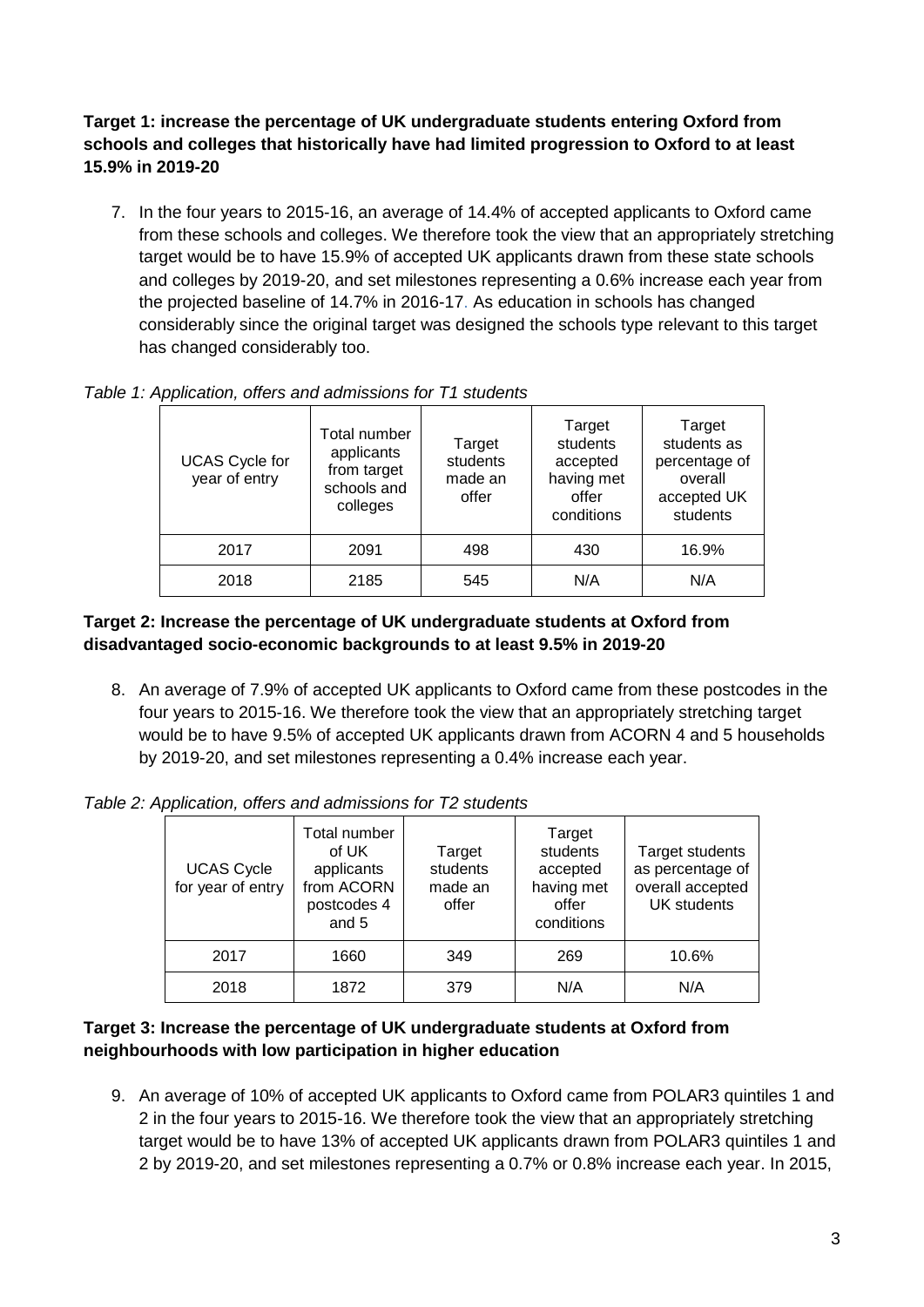**Target 1: increase the percentage of UK undergraduate students entering Oxford from schools and colleges that historically have had limited progression to Oxford to at least 15.9% in 2019-20**

7. In the four years to 2015-16, an average of 14.4% of accepted applicants to Oxford came from these schools and colleges. We therefore took the view that an appropriately stretching target would be to have 15.9% of accepted UK applicants drawn from these state schools and colleges by 2019-20, and set milestones representing a 0.6% increase each year from the projected baseline of 14.7% in 2016-17. As education in schools has changed considerably since the original target was designed the schools type relevant to this target has changed considerably too.

*Table 1: Application, offers and admissions for T1 students*

| UCAS Cycle for year of entry | Total number applicants from target schools and colleges | Target students made an offer | Target students accepted having met offer conditions | Target students as percentage of overall accepted UK students |
|---|---|---|---|---|
| 2017 | 2091 | 498 | 430 | 16.9% |
| 2018 | 2185 | 545 | N/A | N/A |

**Target 2: Increase the percentage of UK undergraduate students at Oxford from disadvantaged socio-economic backgrounds to at least 9.5% in 2019-20**

8. An average of 7.9% of accepted UK applicants to Oxford came from these postcodes in the four years to 2015-16. We therefore took the view that an appropriately stretching target would be to have 9.5% of accepted UK applicants drawn from ACORN 4 and 5 households by 2019-20, and set milestones representing a 0.4% increase each year.

*Table 2: Application, offers and admissions for T2 students*

| UCAS Cycle for year of entry | Total number of UK applicants from ACORN postcodes 4 and 5 | Target students made an offer | Target students accepted having met offer conditions | Target students as percentage of overall accepted UK students |
|---|---|---|---|---|
| 2017 | 1660 | 349 | 269 | 10.6% |
| 2018 | 1872 | 379 | N/A | N/A |

**Target 3: Increase the percentage of UK undergraduate students at Oxford from neighbourhoods with low participation in higher education**

9. An average of 10% of accepted UK applicants to Oxford came from POLAR3 quintiles 1 and 2 in the four years to 2015-16. We therefore took the view that an appropriately stretching target would be to have 13% of accepted UK applicants drawn from POLAR3 quintiles 1 and 2 by 2019-20, and set milestones representing a 0.7% or 0.8% increase each year. In 2015,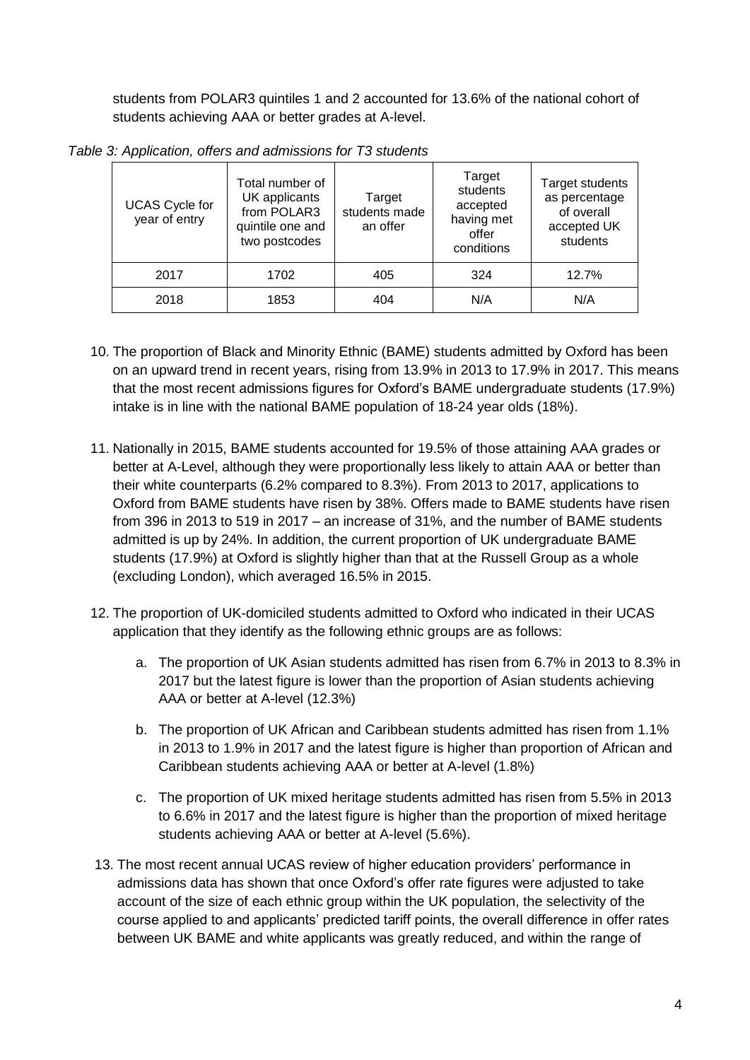students from POLAR3 quintiles 1 and 2 accounted for 13.6% of the national cohort of students achieving AAA or better grades at A-level.

*Table 3: Application, offers and admissions for T3 students*

| UCAS Cycle for year of entry | Total number of UK applicants from POLAR3 quintile one and two postcodes | Target students made an offer | Target students accepted having met offer conditions | Target students as percentage of overall accepted UK students |
|---|---|---|---|---|
| 2017 | 1702 | 405 | 324 | 12.7% |
| 2018 | 1853 | 404 | N/A | N/A |

10. The proportion of Black and Minority Ethnic (BAME) students admitted by Oxford has been on an upward trend in recent years, rising from 13.9% in 2013 to 17.9% in 2017. This means that the most recent admissions figures for Oxford's BAME undergraduate students (17.9%) intake is in line with the national BAME population of 18-24 year olds (18%).

11. Nationally in 2015, BAME students accounted for 19.5% of those attaining AAA grades or better at A-Level, although they were proportionally less likely to attain AAA or better than their white counterparts (6.2% compared to 8.3%). From 2013 to 2017, applications to Oxford from BAME students have risen by 38%. Offers made to BAME students have risen from 396 in 2013 to 519 in 2017 – an increase of 31%, and the number of BAME students admitted is up by 24%. In addition, the current proportion of UK undergraduate BAME students (17.9%) at Oxford is slightly higher than that at the Russell Group as a whole (excluding London), which averaged 16.5% in 2015.

12. The proportion of UK-domiciled students admitted to Oxford who indicated in their UCAS application that they identify as the following ethnic groups are as follows:

    a. The proportion of UK Asian students admitted has risen from 6.7% in 2013 to 8.3% in 2017 but the latest figure is lower than the proportion of Asian students achieving AAA or better at A-level (12.3%)

    b. The proportion of UK African and Caribbean students admitted has risen from 1.1% in 2013 to 1.9% in 2017 and the latest figure is higher than proportion of African and Caribbean students achieving AAA or better at A-level (1.8%)

    c. The proportion of UK mixed heritage students admitted has risen from 5.5% in 2013 to 6.6% in 2017 and the latest figure is higher than the proportion of mixed heritage students achieving AAA or better at A-level (5.6%).

13. The most recent annual UCAS review of higher education providers' performance in admissions data has shown that once Oxford's offer rate figures were adjusted to take account of the size of each ethnic group within the UK population, the selectivity of the course applied to and applicants' predicted tariff points, the overall difference in offer rates between UK BAME and white applicants was greatly reduced, and within the range of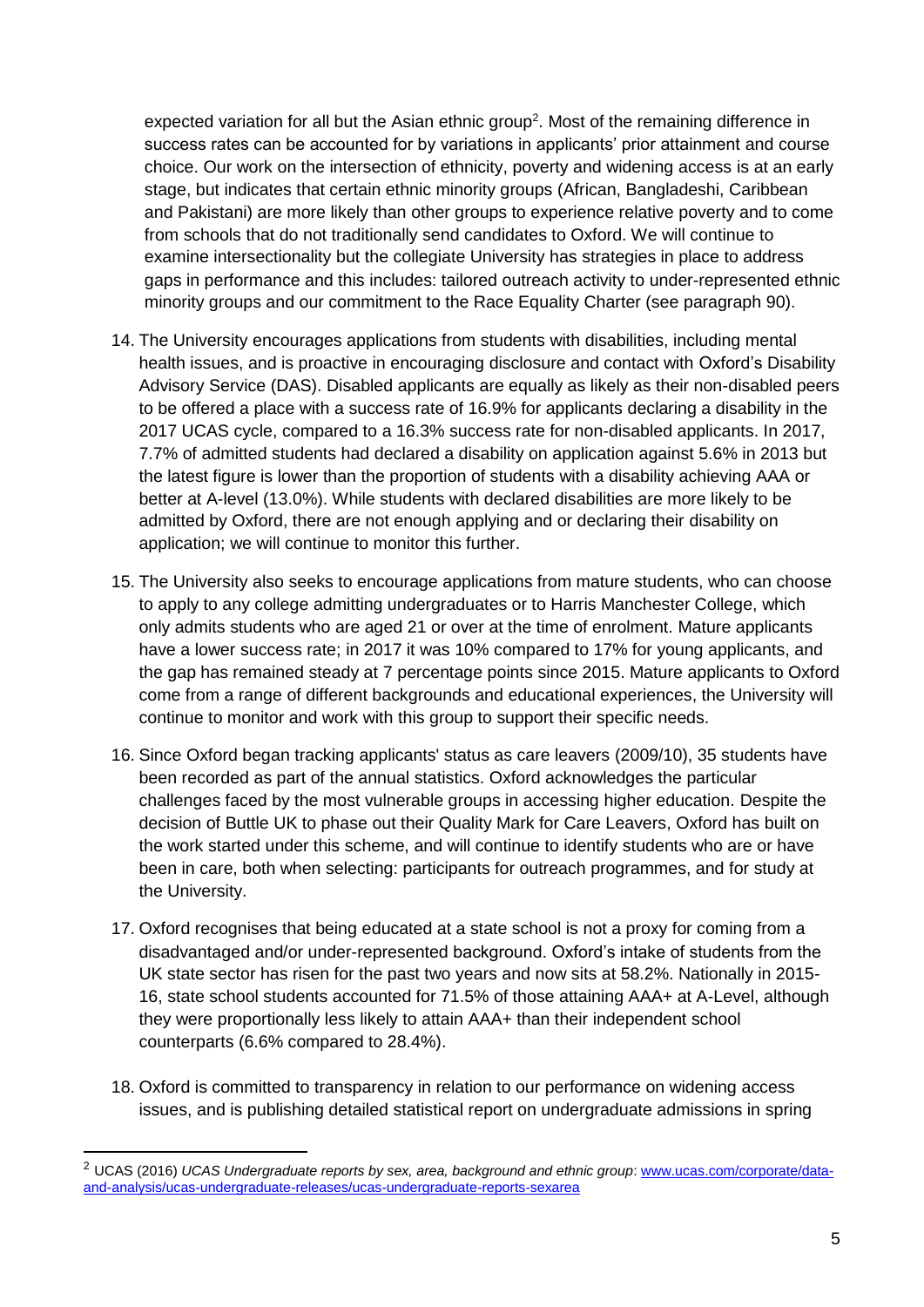expected variation for all but the Asian ethnic group[2]. Most of the remaining difference in success rates can be accounted for by variations in applicants' prior attainment and course choice. Our work on the intersection of ethnicity, poverty and widening access is at an early stage, but indicates that certain ethnic minority groups (African, Bangladeshi, Caribbean and Pakistani) are more likely than other groups to experience relative poverty and to come from schools that do not traditionally send candidates to Oxford. We will continue to examine intersectionality but the collegiate University has strategies in place to address gaps in performance and this includes: tailored outreach activity to under-represented ethnic minority groups and our commitment to the Race Equality Charter (see paragraph 90).

14. The University encourages applications from students with disabilities, including mental health issues, and is proactive in encouraging disclosure and contact with Oxford's Disability Advisory Service (DAS). Disabled applicants are equally as likely as their non-disabled peers to be offered a place with a success rate of 16.9% for applicants declaring a disability in the 2017 UCAS cycle, compared to a 16.3% success rate for non-disabled applicants. In 2017, 7.7% of admitted students had declared a disability on application against 5.6% in 2013 but the latest figure is lower than the proportion of students with a disability achieving AAA or better at A-level (13.0%). While students with declared disabilities are more likely to be admitted by Oxford, there are not enough applying and or declaring their disability on application; we will continue to monitor this further.

15. The University also seeks to encourage applications from mature students, who can choose to apply to any college admitting undergraduates or to Harris Manchester College, which only admits students who are aged 21 or over at the time of enrolment. Mature applicants have a lower success rate; in 2017 it was 10% compared to 17% for young applicants, and the gap has remained steady at 7 percentage points since 2015. Mature applicants to Oxford come from a range of different backgrounds and educational experiences, the University will continue to monitor and work with this group to support their specific needs.

16. Since Oxford began tracking applicants' status as care leavers (2009/10), 35 students have been recorded as part of the annual statistics. Oxford acknowledges the particular challenges faced by the most vulnerable groups in accessing higher education. Despite the decision of Buttle UK to phase out their Quality Mark for Care Leavers, Oxford has built on the work started under this scheme, and will continue to identify students who are or have been in care, both when selecting: participants for outreach programmes, and for study at the University.

17. Oxford recognises that being educated at a state school is not a proxy for coming from a disadvantaged and/or under-represented background. Oxford's intake of students from the UK state sector has risen for the past two years and now sits at 58.2%. Nationally in 2015-16, state school students accounted for 71.5% of those attaining AAA+ at A-Level, although they were proportionally less likely to attain AAA+ than their independent school counterparts (6.6% compared to 28.4%).

18. Oxford is committed to transparency in relation to our performance on widening access issues, and is publishing detailed statistical report on undergraduate admissions in spring

---

[2] UCAS (2016) *UCAS Undergraduate reports by sex, area, background and ethnic group*: www.ucas.com/corporate/data-and-analysis/ucas-undergraduate-releases/ucas-undergraduate-reports-sexarea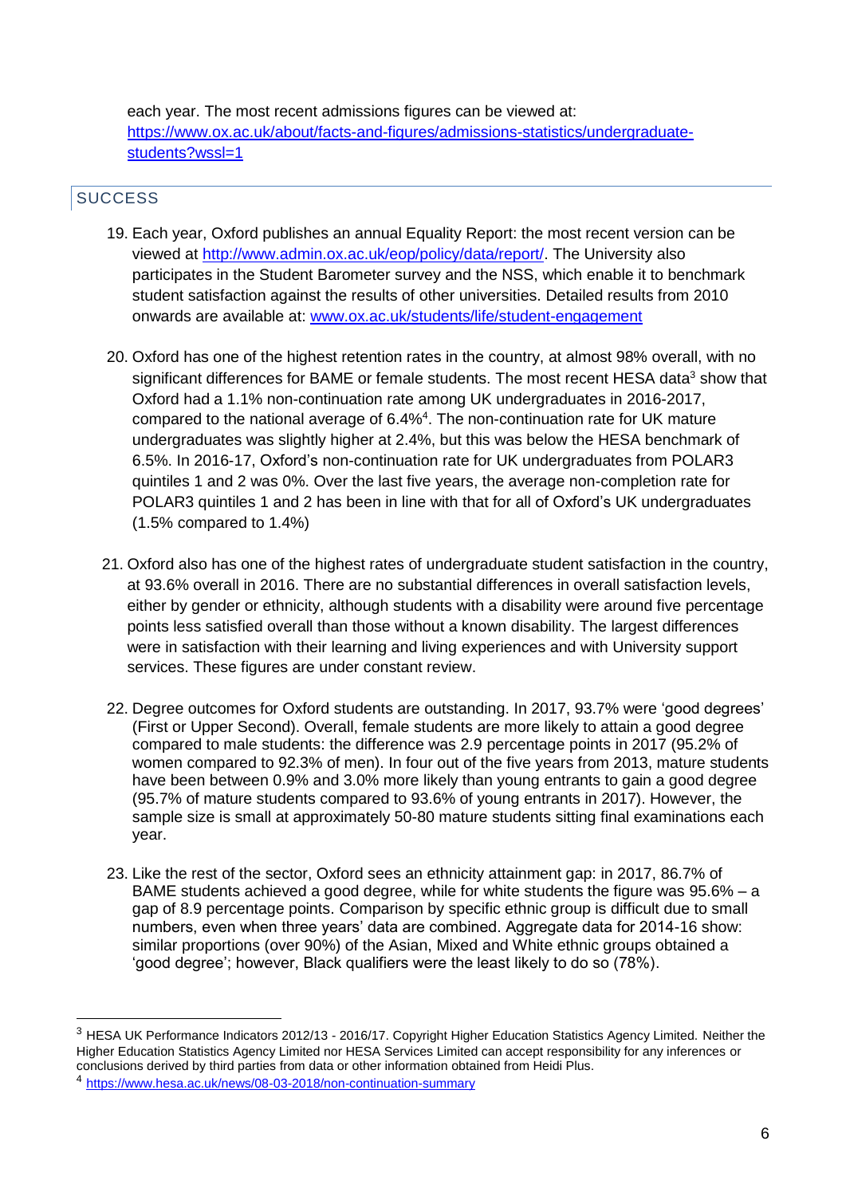each year. The most recent admissions figures can be viewed at: [https://www.ox.ac.uk/about/facts-and-figures/admissions-statistics/undergraduate-students?wssl=1](https://www.ox.ac.uk/about/facts-and-figures/admissions-statistics/undergraduate-students?wssl=1)

## SUCCESS

19. Each year, Oxford publishes an annual Equality Report: the most recent version can be viewed at [http://www.admin.ox.ac.uk/eop/policy/data/report/](http://www.admin.ox.ac.uk/eop/policy/data/report/). The University also participates in the Student Barometer survey and the NSS, which enable it to benchmark student satisfaction against the results of other universities. Detailed results from 2010 onwards are available at: [www.ox.ac.uk/students/life/student-engagement](www.ox.ac.uk/students/life/student-engagement)

20. Oxford has one of the highest retention rates in the country, at almost 98% overall, with no significant differences for BAME or female students. The most recent HESA data[3] show that Oxford had a 1.1% non-continuation rate among UK undergraduates in 2016-2017, compared to the national average of 6.4%[4]. The non-continuation rate for UK mature undergraduates was slightly higher at 2.4%, but this was below the HESA benchmark of 6.5%. In 2016-17, Oxford's non-continuation rate for UK undergraduates from POLAR3 quintiles 1 and 2 was 0%. Over the last five years, the average non-completion rate for POLAR3 quintiles 1 and 2 has been in line with that for all of Oxford's UK undergraduates (1.5% compared to 1.4%)

21. Oxford also has one of the highest rates of undergraduate student satisfaction in the country, at 93.6% overall in 2016. There are no substantial differences in overall satisfaction levels, either by gender or ethnicity, although students with a disability were around five percentage points less satisfied overall than those without a known disability. The largest differences were in satisfaction with their learning and living experiences and with University support services. These figures are under constant review.

22. Degree outcomes for Oxford students are outstanding. In 2017, 93.7% were 'good degrees' (First or Upper Second). Overall, female students are more likely to attain a good degree compared to male students: the difference was 2.9 percentage points in 2017 (95.2% of women compared to 92.3% of men). In four out of the five years from 2013, mature students have been between 0.9% and 3.0% more likely than young entrants to gain a good degree (95.7% of mature students compared to 93.6% of young entrants in 2017). However, the sample size is small at approximately 50-80 mature students sitting final examinations each year.

23. Like the rest of the sector, Oxford sees an ethnicity attainment gap: in 2017, 86.7% of BAME students achieved a good degree, while for white students the figure was 95.6% – a gap of 8.9 percentage points. Comparison by specific ethnic group is difficult due to small numbers, even when three years' data are combined. Aggregate data for 2014-16 show: similar proportions (over 90%) of the Asian, Mixed and White ethnic groups obtained a 'good degree'; however, Black qualifiers were the least likely to do so (78%).

---

[3] HESA UK Performance Indicators 2012/13 - 2016/17. Copyright Higher Education Statistics Agency Limited. Neither the Higher Education Statistics Agency Limited nor HESA Services Limited can accept responsibility for any inferences or conclusions derived by third parties from data or other information obtained from Heidi Plus.

[4] [https://www.hesa.ac.uk/news/08-03-2018/non-continuation-summary](https://www.hesa.ac.uk/news/08-03-2018/non-continuation-summary)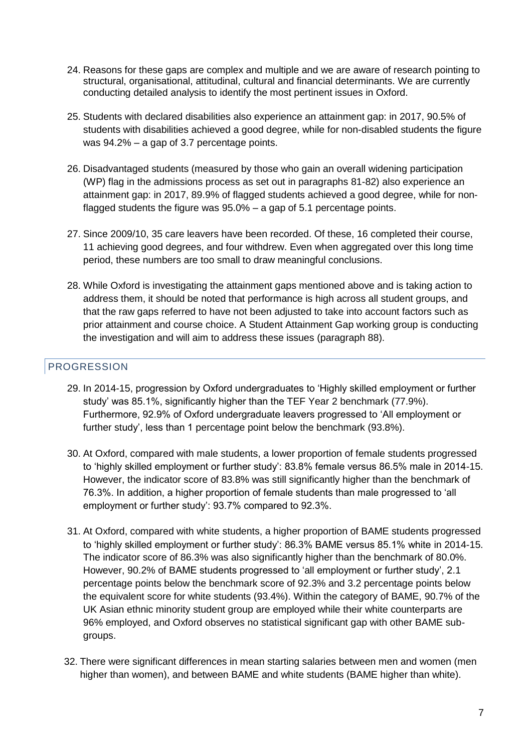24. Reasons for these gaps are complex and multiple and we are aware of research pointing to structural, organisational, attitudinal, cultural and financial determinants. We are currently conducting detailed analysis to identify the most pertinent issues in Oxford.

25. Students with declared disabilities also experience an attainment gap: in 2017, 90.5% of students with disabilities achieved a good degree, while for non-disabled students the figure was 94.2% – a gap of 3.7 percentage points.

26. Disadvantaged students (measured by those who gain an overall widening participation (WP) flag in the admissions process as set out in paragraphs 81-82) also experience an attainment gap: in 2017, 89.9% of flagged students achieved a good degree, while for non-flagged students the figure was 95.0% – a gap of 5.1 percentage points.

27. Since 2009/10, 35 care leavers have been recorded. Of these, 16 completed their course, 11 achieving good degrees, and four withdrew. Even when aggregated over this long time period, these numbers are too small to draw meaningful conclusions.

28. While Oxford is investigating the attainment gaps mentioned above and is taking action to address them, it should be noted that performance is high across all student groups, and that the raw gaps referred to have not been adjusted to take into account factors such as prior attainment and course choice. A Student Attainment Gap working group is conducting the investigation and will aim to address these issues (paragraph 88).

## PROGRESSION

29. In 2014-15, progression by Oxford undergraduates to 'Highly skilled employment or further study' was 85.1%, significantly higher than the TEF Year 2 benchmark (77.9%). Furthermore, 92.9% of Oxford undergraduate leavers progressed to 'All employment or further study', less than 1 percentage point below the benchmark (93.8%).

30. At Oxford, compared with male students, a lower proportion of female students progressed to 'highly skilled employment or further study': 83.8% female versus 86.5% male in 2014-15. However, the indicator score of 83.8% was still significantly higher than the benchmark of 76.3%. In addition, a higher proportion of female students than male progressed to 'all employment or further study': 93.7% compared to 92.3%.

31. At Oxford, compared with white students, a higher proportion of BAME students progressed to 'highly skilled employment or further study': 86.3% BAME versus 85.1% white in 2014-15. The indicator score of 86.3% was also significantly higher than the benchmark of 80.0%. However, 90.2% of BAME students progressed to 'all employment or further study', 2.1 percentage points below the benchmark score of 92.3% and 3.2 percentage points below the equivalent score for white students (93.4%). Within the category of BAME, 90.7% of the UK Asian ethnic minority student group are employed while their white counterparts are 96% employed, and Oxford observes no statistical significant gap with other BAME sub-groups.

32. There were significant differences in mean starting salaries between men and women (men higher than women), and between BAME and white students (BAME higher than white).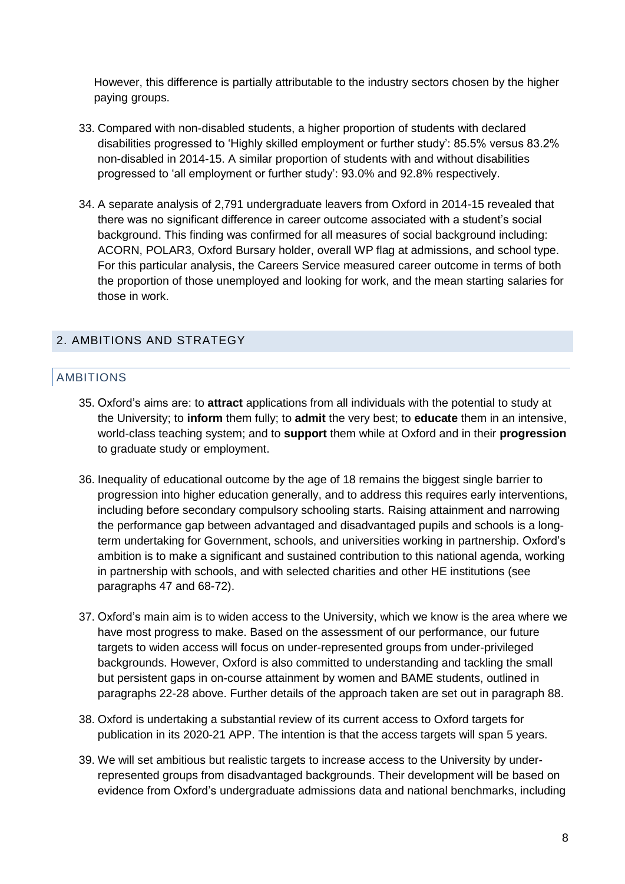However, this difference is partially attributable to the industry sectors chosen by the higher paying groups.

33. Compared with non-disabled students, a higher proportion of students with declared disabilities progressed to 'Highly skilled employment or further study': 85.5% versus 83.2% non-disabled in 2014-15. A similar proportion of students with and without disabilities progressed to 'all employment or further study': 93.0% and 92.8% respectively.

34. A separate analysis of 2,791 undergraduate leavers from Oxford in 2014-15 revealed that there was no significant difference in career outcome associated with a student's social background. This finding was confirmed for all measures of social background including: ACORN, POLAR3, Oxford Bursary holder, overall WP flag at admissions, and school type. For this particular analysis, the Careers Service measured career outcome in terms of both the proportion of those unemployed and looking for work, and the mean starting salaries for those in work.

## 2. AMBITIONS AND STRATEGY

### AMBITIONS

35. Oxford's aims are: to **attract** applications from all individuals with the potential to study at the University; to **inform** them fully; to **admit** the very best; to **educate** them in an intensive, world-class teaching system; and to **support** them while at Oxford and in their **progression** to graduate study or employment.

36. Inequality of educational outcome by the age of 18 remains the biggest single barrier to progression into higher education generally, and to address this requires early interventions, including before secondary compulsory schooling starts. Raising attainment and narrowing the performance gap between advantaged and disadvantaged pupils and schools is a long-term undertaking for Government, schools, and universities working in partnership. Oxford's ambition is to make a significant and sustained contribution to this national agenda, working in partnership with schools, and with selected charities and other HE institutions (see paragraphs 47 and 68-72).

37. Oxford's main aim is to widen access to the University, which we know is the area where we have most progress to make. Based on the assessment of our performance, our future targets to widen access will focus on under-represented groups from under-privileged backgrounds. However, Oxford is also committed to understanding and tackling the small but persistent gaps in on-course attainment by women and BAME students, outlined in paragraphs 22-28 above. Further details of the approach taken are set out in paragraph 88.

38. Oxford is undertaking a substantial review of its current access to Oxford targets for publication in its 2020-21 APP. The intention is that the access targets will span 5 years.

39. We will set ambitious but realistic targets to increase access to the University by under-represented groups from disadvantaged backgrounds. Their development will be based on evidence from Oxford's undergraduate admissions data and national benchmarks, including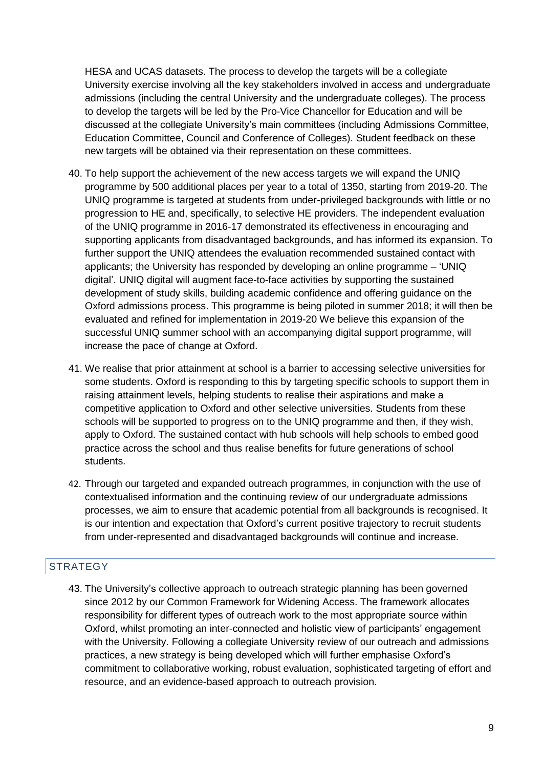HESA and UCAS datasets. The process to develop the targets will be a collegiate University exercise involving all the key stakeholders involved in access and undergraduate admissions (including the central University and the undergraduate colleges). The process to develop the targets will be led by the Pro-Vice Chancellor for Education and will be discussed at the collegiate University's main committees (including Admissions Committee, Education Committee, Council and Conference of Colleges). Student feedback on these new targets will be obtained via their representation on these committees.

40. To help support the achievement of the new access targets we will expand the UNIQ programme by 500 additional places per year to a total of 1350, starting from 2019-20. The UNIQ programme is targeted at students from under-privileged backgrounds with little or no progression to HE and, specifically, to selective HE providers. The independent evaluation of the UNIQ programme in 2016-17 demonstrated its effectiveness in encouraging and supporting applicants from disadvantaged backgrounds, and has informed its expansion. To further support the UNIQ attendees the evaluation recommended sustained contact with applicants; the University has responded by developing an online programme – 'UNIQ digital'. UNIQ digital will augment face-to-face activities by supporting the sustained development of study skills, building academic confidence and offering guidance on the Oxford admissions process. This programme is being piloted in summer 2018; it will then be evaluated and refined for implementation in 2019-20 We believe this expansion of the successful UNIQ summer school with an accompanying digital support programme, will increase the pace of change at Oxford.

41. We realise that prior attainment at school is a barrier to accessing selective universities for some students. Oxford is responding to this by targeting specific schools to support them in raising attainment levels, helping students to realise their aspirations and make a competitive application to Oxford and other selective universities. Students from these schools will be supported to progress on to the UNIQ programme and then, if they wish, apply to Oxford. The sustained contact with hub schools will help schools to embed good practice across the school and thus realise benefits for future generations of school students.

42. Through our targeted and expanded outreach programmes, in conjunction with the use of contextualised information and the continuing review of our undergraduate admissions processes, we aim to ensure that academic potential from all backgrounds is recognised. It is our intention and expectation that Oxford's current positive trajectory to recruit students from under-represented and disadvantaged backgrounds will continue and increase.

## STRATEGY

43. The University's collective approach to outreach strategic planning has been governed since 2012 by our Common Framework for Widening Access. The framework allocates responsibility for different types of outreach work to the most appropriate source within Oxford, whilst promoting an inter-connected and holistic view of participants' engagement with the University. Following a collegiate University review of our outreach and admissions practices, a new strategy is being developed which will further emphasise Oxford's commitment to collaborative working, robust evaluation, sophisticated targeting of effort and resource, and an evidence-based approach to outreach provision.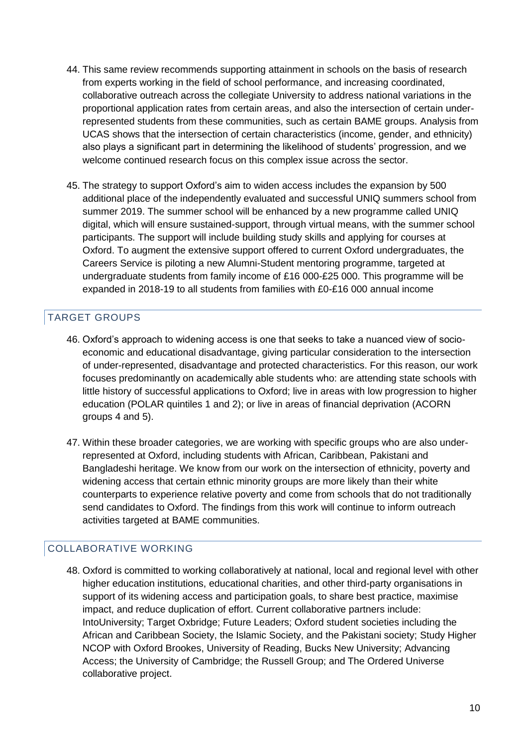44. This same review recommends supporting attainment in schools on the basis of research from experts working in the field of school performance, and increasing coordinated, collaborative outreach across the collegiate University to address national variations in the proportional application rates from certain areas, and also the intersection of certain under-represented students from these communities, such as certain BAME groups. Analysis from UCAS shows that the intersection of certain characteristics (income, gender, and ethnicity) also plays a significant part in determining the likelihood of students' progression, and we welcome continued research focus on this complex issue across the sector.

45. The strategy to support Oxford's aim to widen access includes the expansion by 500 additional place of the independently evaluated and successful UNIQ summers school from summer 2019. The summer school will be enhanced by a new programme called UNIQ digital, which will ensure sustained-support, through virtual means, with the summer school participants. The support will include building study skills and applying for courses at Oxford. To augment the extensive support offered to current Oxford undergraduates, the Careers Service is piloting a new Alumni-Student mentoring programme, targeted at undergraduate students from family income of £16 000-£25 000. This programme will be expanded in 2018-19 to all students from families with £0-£16 000 annual income

## TARGET GROUPS

46. Oxford's approach to widening access is one that seeks to take a nuanced view of socio-economic and educational disadvantage, giving particular consideration to the intersection of under-represented, disadvantage and protected characteristics. For this reason, our work focuses predominantly on academically able students who: are attending state schools with little history of successful applications to Oxford; live in areas with low progression to higher education (POLAR quintiles 1 and 2); or live in areas of financial deprivation (ACORN groups 4 and 5).

47. Within these broader categories, we are working with specific groups who are also under-represented at Oxford, including students with African, Caribbean, Pakistani and Bangladeshi heritage. We know from our work on the intersection of ethnicity, poverty and widening access that certain ethnic minority groups are more likely than their white counterparts to experience relative poverty and come from schools that do not traditionally send candidates to Oxford. The findings from this work will continue to inform outreach activities targeted at BAME communities.

## COLLABORATIVE WORKING

48. Oxford is committed to working collaboratively at national, local and regional level with other higher education institutions, educational charities, and other third-party organisations in support of its widening access and participation goals, to share best practice, maximise impact, and reduce duplication of effort. Current collaborative partners include: IntoUniversity; Target Oxbridge; Future Leaders; Oxford student societies including the African and Caribbean Society, the Islamic Society, and the Pakistani society; Study Higher NCOP with Oxford Brookes, University of Reading, Bucks New University; Advancing Access; the University of Cambridge; the Russell Group; and The Ordered Universe collaborative project.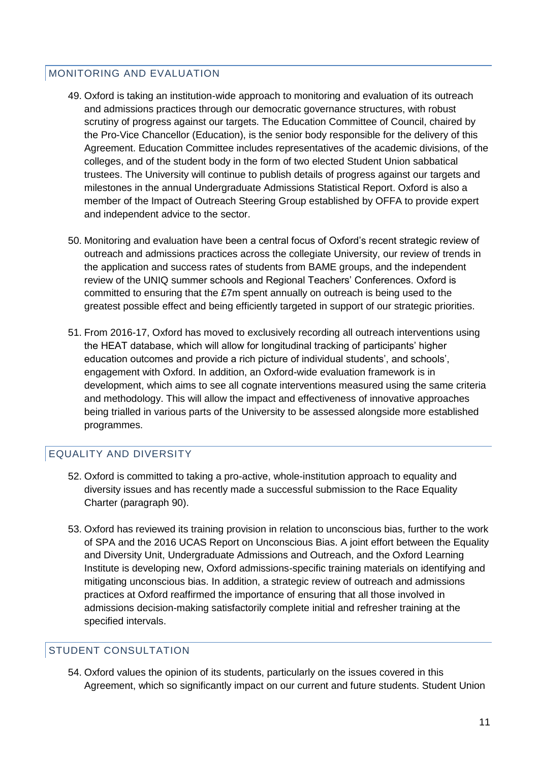## MONITORING AND EVALUATION

49. Oxford is taking an institution-wide approach to monitoring and evaluation of its outreach and admissions practices through our democratic governance structures, with robust scrutiny of progress against our targets. The Education Committee of Council, chaired by the Pro-Vice Chancellor (Education), is the senior body responsible for the delivery of this Agreement. Education Committee includes representatives of the academic divisions, of the colleges, and of the student body in the form of two elected Student Union sabbatical trustees. The University will continue to publish details of progress against our targets and milestones in the annual Undergraduate Admissions Statistical Report. Oxford is also a member of the Impact of Outreach Steering Group established by OFFA to provide expert and independent advice to the sector.

50. Monitoring and evaluation have been a central focus of Oxford's recent strategic review of outreach and admissions practices across the collegiate University, our review of trends in the application and success rates of students from BAME groups, and the independent review of the UNIQ summer schools and Regional Teachers' Conferences. Oxford is committed to ensuring that the £7m spent annually on outreach is being used to the greatest possible effect and being efficiently targeted in support of our strategic priorities.

51. From 2016-17, Oxford has moved to exclusively recording all outreach interventions using the HEAT database, which will allow for longitudinal tracking of participants' higher education outcomes and provide a rich picture of individual students', and schools', engagement with Oxford. In addition, an Oxford-wide evaluation framework is in development, which aims to see all cognate interventions measured using the same criteria and methodology. This will allow the impact and effectiveness of innovative approaches being trialled in various parts of the University to be assessed alongside more established programmes.

## EQUALITY AND DIVERSITY

52. Oxford is committed to taking a pro-active, whole-institution approach to equality and diversity issues and has recently made a successful submission to the Race Equality Charter (paragraph 90).

53. Oxford has reviewed its training provision in relation to unconscious bias, further to the work of SPA and the 2016 UCAS Report on Unconscious Bias. A joint effort between the Equality and Diversity Unit, Undergraduate Admissions and Outreach, and the Oxford Learning Institute is developing new, Oxford admissions-specific training materials on identifying and mitigating unconscious bias. In addition, a strategic review of outreach and admissions practices at Oxford reaffirmed the importance of ensuring that all those involved in admissions decision-making satisfactorily complete initial and refresher training at the specified intervals.

## STUDENT CONSULTATION

54. Oxford values the opinion of its students, particularly on the issues covered in this Agreement, which so significantly impact on our current and future students. Student Union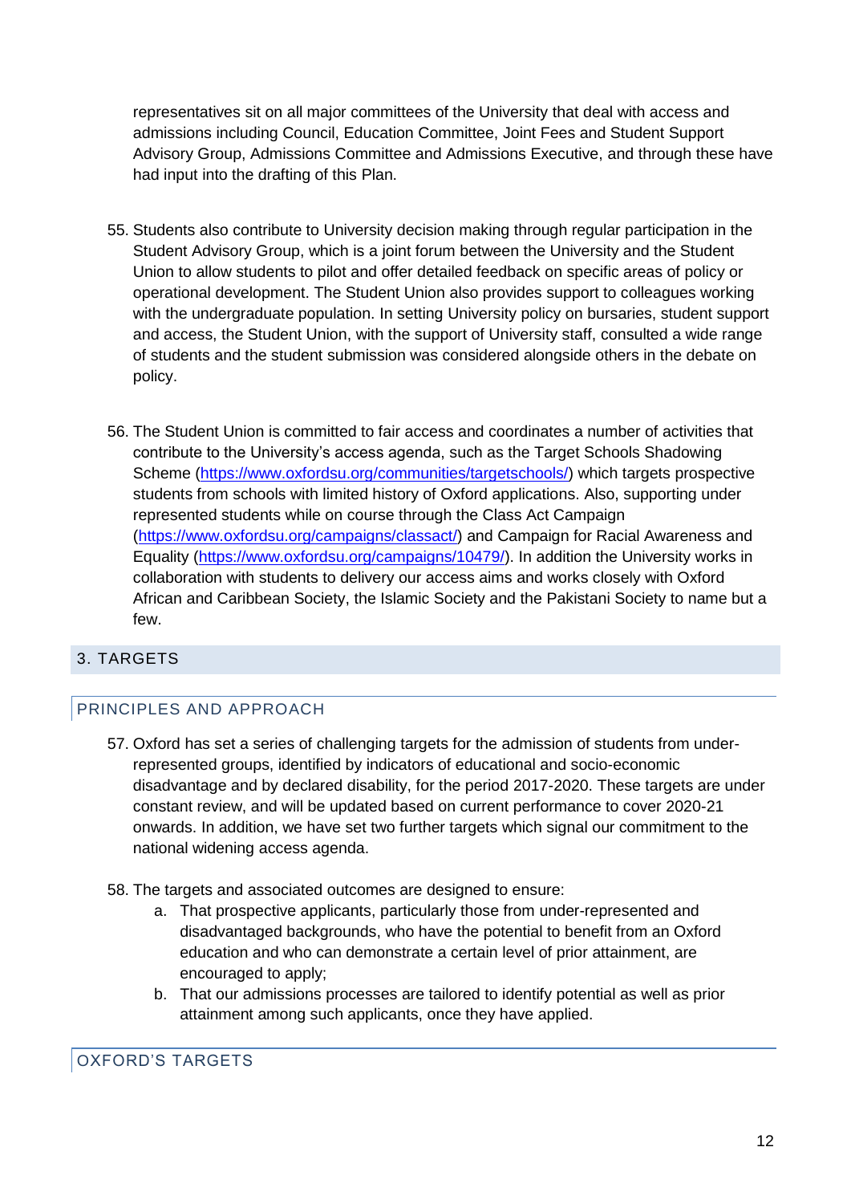representatives sit on all major committees of the University that deal with access and admissions including Council, Education Committee, Joint Fees and Student Support Advisory Group, Admissions Committee and Admissions Executive, and through these have had input into the drafting of this Plan.

55. Students also contribute to University decision making through regular participation in the Student Advisory Group, which is a joint forum between the University and the Student Union to allow students to pilot and offer detailed feedback on specific areas of policy or operational development. The Student Union also provides support to colleagues working with the undergraduate population. In setting University policy on bursaries, student support and access, the Student Union, with the support of University staff, consulted a wide range of students and the student submission was considered alongside others in the debate on policy.

56. The Student Union is committed to fair access and coordinates a number of activities that contribute to the University's access agenda, such as the Target Schools Shadowing Scheme (https://www.oxfordsu.org/communities/targetschools/) which targets prospective students from schools with limited history of Oxford applications. Also, supporting under represented students while on course through the Class Act Campaign (https://www.oxfordsu.org/campaigns/classact/) and Campaign for Racial Awareness and Equality (https://www.oxfordsu.org/campaigns/10479/). In addition the University works in collaboration with students to delivery our access aims and works closely with Oxford African and Caribbean Society, the Islamic Society and the Pakistani Society to name but a few.

## 3. TARGETS

### PRINCIPLES AND APPROACH

57. Oxford has set a series of challenging targets for the admission of students from under-represented groups, identified by indicators of educational and socio-economic disadvantage and by declared disability, for the period 2017-2020. These targets are under constant review, and will be updated based on current performance to cover 2020-21 onwards. In addition, we have set two further targets which signal our commitment to the national widening access agenda.

58. The targets and associated outcomes are designed to ensure:
    a. That prospective applicants, particularly those from under-represented and disadvantaged backgrounds, who have the potential to benefit from an Oxford education and who can demonstrate a certain level of prior attainment, are encouraged to apply;
    b. That our admissions processes are tailored to identify potential as well as prior attainment among such applicants, once they have applied.

### OXFORD'S TARGETS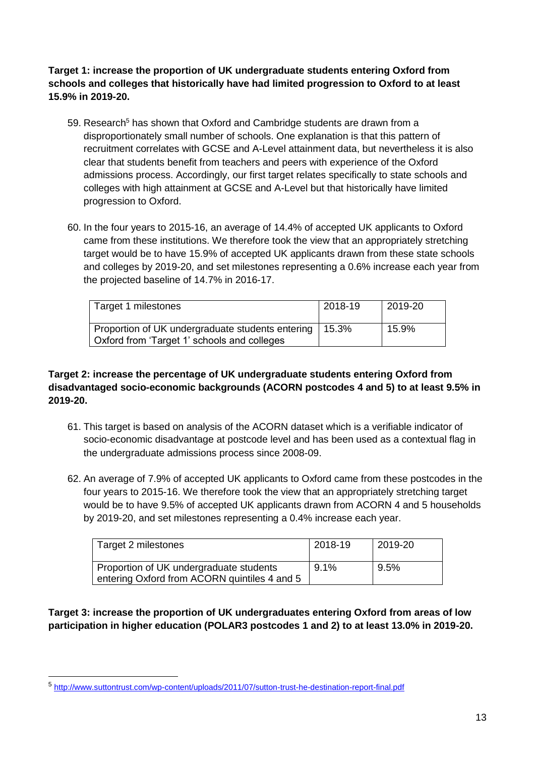**Target 1: increase the proportion of UK undergraduate students entering Oxford from schools and colleges that historically have had limited progression to Oxford to at least 15.9% in 2019-20.**

59. Research[5] has shown that Oxford and Cambridge students are drawn from a disproportionately small number of schools. One explanation is that this pattern of recruitment correlates with GCSE and A-Level attainment data, but nevertheless it is also clear that students benefit from teachers and peers with experience of the Oxford admissions process. Accordingly, our first target relates specifically to state schools and colleges with high attainment at GCSE and A-Level but that historically have limited progression to Oxford.

60. In the four years to 2015-16, an average of 14.4% of accepted UK applicants to Oxford came from these institutions. We therefore took the view that an appropriately stretching target would be to have 15.9% of accepted UK applicants drawn from these state schools and colleges by 2019-20, and set milestones representing a 0.6% increase each year from the projected baseline of 14.7% in 2016-17.

| Target 1 milestones | 2018-19 | 2019-20 |
|---|---|---|
| Proportion of UK undergraduate students entering Oxford from 'Target 1' schools and colleges | 15.3% | 15.9% |

**Target 2: increase the percentage of UK undergraduate students entering Oxford from disadvantaged socio-economic backgrounds (ACORN postcodes 4 and 5) to at least 9.5% in 2019-20.**

61. This target is based on analysis of the ACORN dataset which is a verifiable indicator of socio-economic disadvantage at postcode level and has been used as a contextual flag in the undergraduate admissions process since 2008-09.

62. An average of 7.9% of accepted UK applicants to Oxford came from these postcodes in the four years to 2015-16. We therefore took the view that an appropriately stretching target would be to have 9.5% of accepted UK applicants drawn from ACORN 4 and 5 households by 2019-20, and set milestones representing a 0.4% increase each year.

| Target 2 milestones | 2018-19 | 2019-20 |
|---|---|---|
| Proportion of UK undergraduate students entering Oxford from ACORN quintiles 4 and 5 | 9.1% | 9.5% |

**Target 3: increase the proportion of UK undergraduates entering Oxford from areas of low participation in higher education (POLAR3 postcodes 1 and 2) to at least 13.0% in 2019-20.**

[5] http://www.suttontrust.com/wp-content/uploads/2011/07/sutton-trust-he-destination-report-final.pdf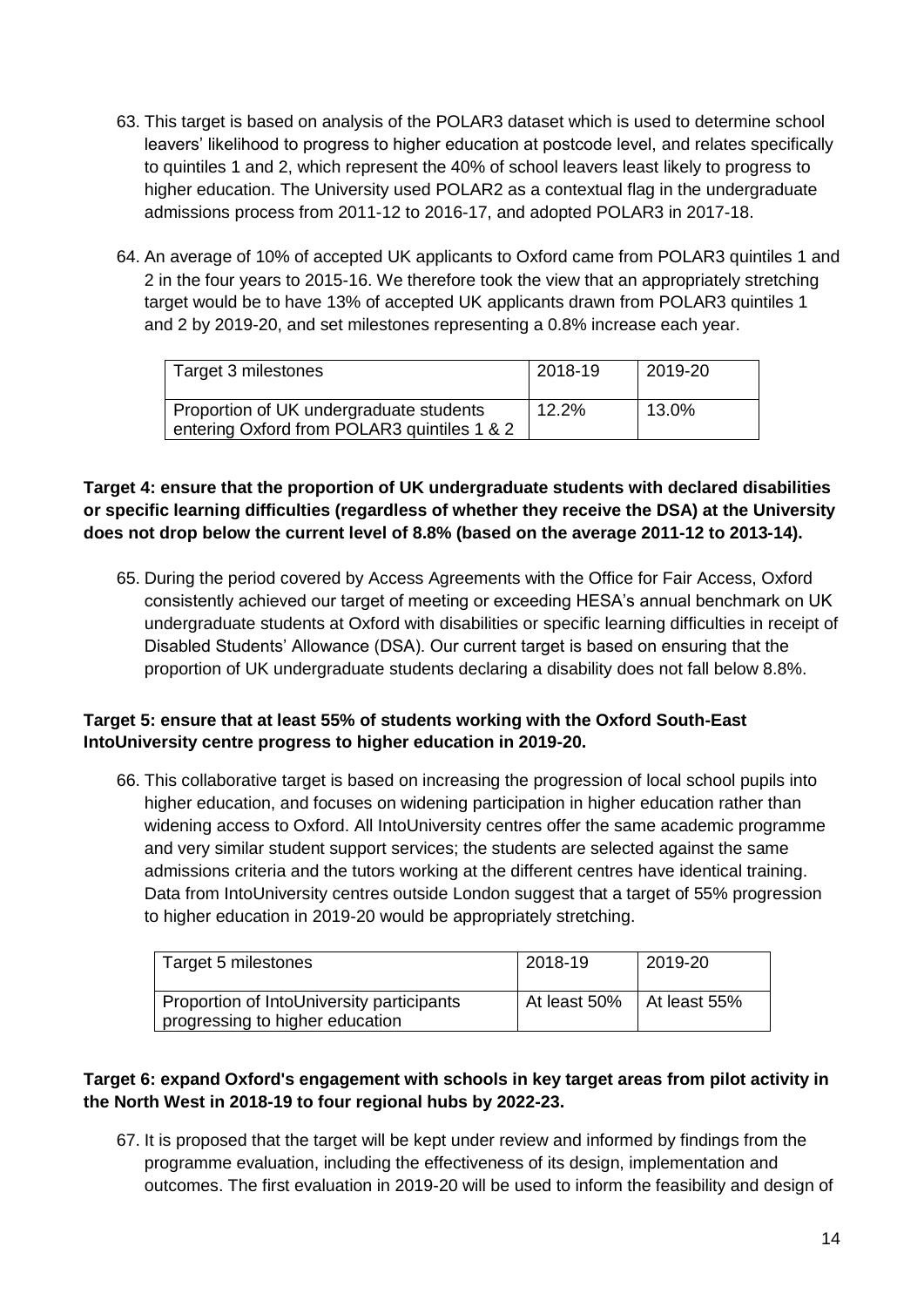63. This target is based on analysis of the POLAR3 dataset which is used to determine school leavers' likelihood to progress to higher education at postcode level, and relates specifically to quintiles 1 and 2, which represent the 40% of school leavers least likely to progress to higher education. The University used POLAR2 as a contextual flag in the undergraduate admissions process from 2011-12 to 2016-17, and adopted POLAR3 in 2017-18.

64. An average of 10% of accepted UK applicants to Oxford came from POLAR3 quintiles 1 and 2 in the four years to 2015-16. We therefore took the view that an appropriately stretching target would be to have 13% of accepted UK applicants drawn from POLAR3 quintiles 1 and 2 by 2019-20, and set milestones representing a 0.8% increase each year.

| Target 3 milestones | 2018-19 | 2019-20 |
|---|---|---|
| Proportion of UK undergraduate students entering Oxford from POLAR3 quintiles 1 & 2 | 12.2% | 13.0% |

**Target 4: ensure that the proportion of UK undergraduate students with declared disabilities or specific learning difficulties (regardless of whether they receive the DSA) at the University does not drop below the current level of 8.8% (based on the average 2011-12 to 2013-14).**

65. During the period covered by Access Agreements with the Office for Fair Access, Oxford consistently achieved our target of meeting or exceeding HESA's annual benchmark on UK undergraduate students at Oxford with disabilities or specific learning difficulties in receipt of Disabled Students' Allowance (DSA). Our current target is based on ensuring that the proportion of UK undergraduate students declaring a disability does not fall below 8.8%.

**Target 5: ensure that at least 55% of students working with the Oxford South-East IntoUniversity centre progress to higher education in 2019-20.**

66. This collaborative target is based on increasing the progression of local school pupils into higher education, and focuses on widening participation in higher education rather than widening access to Oxford. All IntoUniversity centres offer the same academic programme and very similar student support services; the students are selected against the same admissions criteria and the tutors working at the different centres have identical training. Data from IntoUniversity centres outside London suggest that a target of 55% progression to higher education in 2019-20 would be appropriately stretching.

| Target 5 milestones | 2018-19 | 2019-20 |
|---|---|---|
| Proportion of IntoUniversity participants progressing to higher education | At least 50% | At least 55% |

**Target 6: expand Oxford's engagement with schools in key target areas from pilot activity in the North West in 2018-19 to four regional hubs by 2022-23.**

67. It is proposed that the target will be kept under review and informed by findings from the programme evaluation, including the effectiveness of its design, implementation and outcomes. The first evaluation in 2019-20 will be used to inform the feasibility and design of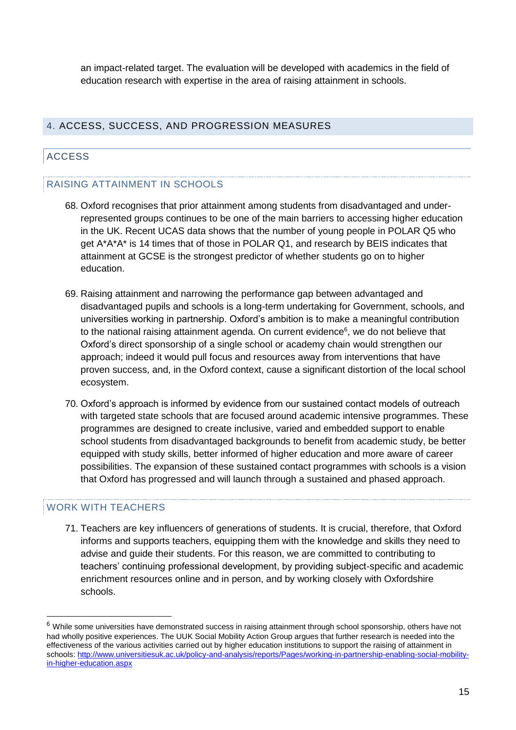an impact-related target. The evaluation will be developed with academics in the field of education research with expertise in the area of raising attainment in schools.

## 4. ACCESS, SUCCESS, AND PROGRESSION MEASURES

### ACCESS

#### RAISING ATTAINMENT IN SCHOOLS

68. Oxford recognises that prior attainment among students from disadvantaged and under-represented groups continues to be one of the main barriers to accessing higher education in the UK. Recent UCAS data shows that the number of young people in POLAR Q5 who get A*A*A* is 14 times that of those in POLAR Q1, and research by BEIS indicates that attainment at GCSE is the strongest predictor of whether students go on to higher education.

69. Raising attainment and narrowing the performance gap between advantaged and disadvantaged pupils and schools is a long-term undertaking for Government, schools, and universities working in partnership. Oxford's ambition is to make a meaningful contribution to the national raising attainment agenda. On current evidence[6], we do not believe that Oxford's direct sponsorship of a single school or academy chain would strengthen our approach; indeed it would pull focus and resources away from interventions that have proven success, and, in the Oxford context, cause a significant distortion of the local school ecosystem.

70. Oxford's approach is informed by evidence from our sustained contact models of outreach with targeted state schools that are focused around academic intensive programmes. These programmes are designed to create inclusive, varied and embedded support to enable school students from disadvantaged backgrounds to benefit from academic study, be better equipped with study skills, better informed of higher education and more aware of career possibilities. The expansion of these sustained contact programmes with schools is a vision that Oxford has progressed and will launch through a sustained and phased approach.

#### WORK WITH TEACHERS

71. Teachers are key influencers of generations of students. It is crucial, therefore, that Oxford informs and supports teachers, equipping them with the knowledge and skills they need to advise and guide their students. For this reason, we are committed to contributing to teachers' continuing professional development, by providing subject-specific and academic enrichment resources online and in person, and by working closely with Oxfordshire schools.

---

[6] While some universities have demonstrated success in raising attainment through school sponsorship, others have not had wholly positive experiences. The UUK Social Mobility Action Group argues that further research is needed into the effectiveness of the various activities carried out by higher education institutions to support the raising of attainment in schools: http://www.universitiesuk.ac.uk/policy-and-analysis/reports/Pages/working-in-partnership-enabling-social-mobility-in-higher-education.aspx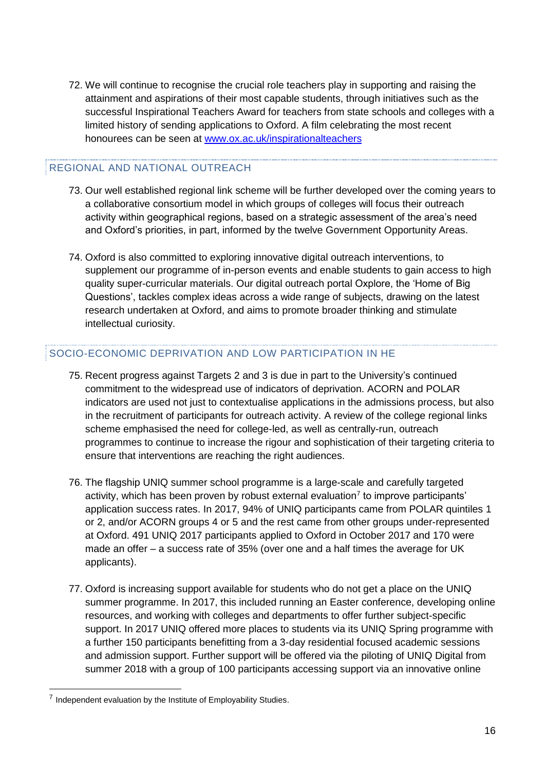72. We will continue to recognise the crucial role teachers play in supporting and raising the attainment and aspirations of their most capable students, through initiatives such as the successful Inspirational Teachers Award for teachers from state schools and colleges with a limited history of sending applications to Oxford. A film celebrating the most recent honourees can be seen at [www.ox.ac.uk/inspirationalteachers](http://www.ox.ac.uk/inspirationalteachers)

## REGIONAL AND NATIONAL OUTREACH

73. Our well established regional link scheme will be further developed over the coming years to a collaborative consortium model in which groups of colleges will focus their outreach activity within geographical regions, based on a strategic assessment of the area's need and Oxford's priorities, in part, informed by the twelve Government Opportunity Areas.

74. Oxford is also committed to exploring innovative digital outreach interventions, to supplement our programme of in-person events and enable students to gain access to high quality super-curricular materials. Our digital outreach portal Oxplore, the 'Home of Big Questions', tackles complex ideas across a wide range of subjects, drawing on the latest research undertaken at Oxford, and aims to promote broader thinking and stimulate intellectual curiosity.

## SOCIO-ECONOMIC DEPRIVATION AND LOW PARTICIPATION IN HE

75. Recent progress against Targets 2 and 3 is due in part to the University's continued commitment to the widespread use of indicators of deprivation. ACORN and POLAR indicators are used not just to contextualise applications in the admissions process, but also in the recruitment of participants for outreach activity. A review of the college regional links scheme emphasised the need for college-led, as well as centrally-run, outreach programmes to continue to increase the rigour and sophistication of their targeting criteria to ensure that interventions are reaching the right audiences.

76. The flagship UNIQ summer school programme is a large-scale and carefully targeted activity, which has been proven by robust external evaluation[7] to improve participants' application success rates. In 2017, 94% of UNIQ participants came from POLAR quintiles 1 or 2, and/or ACORN groups 4 or 5 and the rest came from other groups under-represented at Oxford. 491 UNIQ 2017 participants applied to Oxford in October 2017 and 170 were made an offer – a success rate of 35% (over one and a half times the average for UK applicants).

77. Oxford is increasing support available for students who do not get a place on the UNIQ summer programme. In 2017, this included running an Easter conference, developing online resources, and working with colleges and departments to offer further subject-specific support. In 2017 UNIQ offered more places to students via its UNIQ Spring programme with a further 150 participants benefitting from a 3-day residential focused academic sessions and admission support. Further support will be offered via the piloting of UNIQ Digital from summer 2018 with a group of 100 participants accessing support via an innovative online

---

[7] Independent evaluation by the Institute of Employability Studies.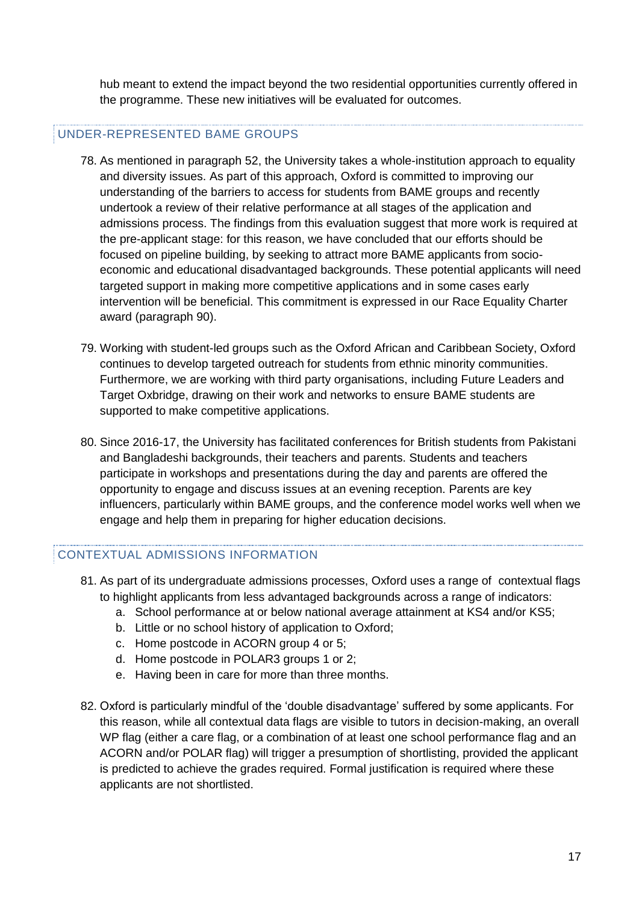hub meant to extend the impact beyond the two residential opportunities currently offered in the programme. These new initiatives will be evaluated for outcomes.

## UNDER-REPRESENTED BAME GROUPS

78. As mentioned in paragraph 52, the University takes a whole-institution approach to equality and diversity issues. As part of this approach, Oxford is committed to improving our understanding of the barriers to access for students from BAME groups and recently undertook a review of their relative performance at all stages of the application and admissions process. The findings from this evaluation suggest that more work is required at the pre-applicant stage: for this reason, we have concluded that our efforts should be focused on pipeline building, by seeking to attract more BAME applicants from socio-economic and educational disadvantaged backgrounds. These potential applicants will need targeted support in making more competitive applications and in some cases early intervention will be beneficial. This commitment is expressed in our Race Equality Charter award (paragraph 90).

79. Working with student-led groups such as the Oxford African and Caribbean Society, Oxford continues to develop targeted outreach for students from ethnic minority communities. Furthermore, we are working with third party organisations, including Future Leaders and Target Oxbridge, drawing on their work and networks to ensure BAME students are supported to make competitive applications.

80. Since 2016-17, the University has facilitated conferences for British students from Pakistani and Bangladeshi backgrounds, their teachers and parents. Students and teachers participate in workshops and presentations during the day and parents are offered the opportunity to engage and discuss issues at an evening reception. Parents are key influencers, particularly within BAME groups, and the conference model works well when we engage and help them in preparing for higher education decisions.

## CONTEXTUAL ADMISSIONS INFORMATION

81. As part of its undergraduate admissions processes, Oxford uses a range of contextual flags to highlight applicants from less advantaged backgrounds across a range of indicators:
    a. School performance at or below national average attainment at KS4 and/or KS5;
    b. Little or no school history of application to Oxford;
    c. Home postcode in ACORN group 4 or 5;
    d. Home postcode in POLAR3 groups 1 or 2;
    e. Having been in care for more than three months.

82. Oxford is particularly mindful of the 'double disadvantage' suffered by some applicants. For this reason, while all contextual data flags are visible to tutors in decision-making, an overall WP flag (either a care flag, or a combination of at least one school performance flag and an ACORN and/or POLAR flag) will trigger a presumption of shortlisting, provided the applicant is predicted to achieve the grades required. Formal justification is required where these applicants are not shortlisted.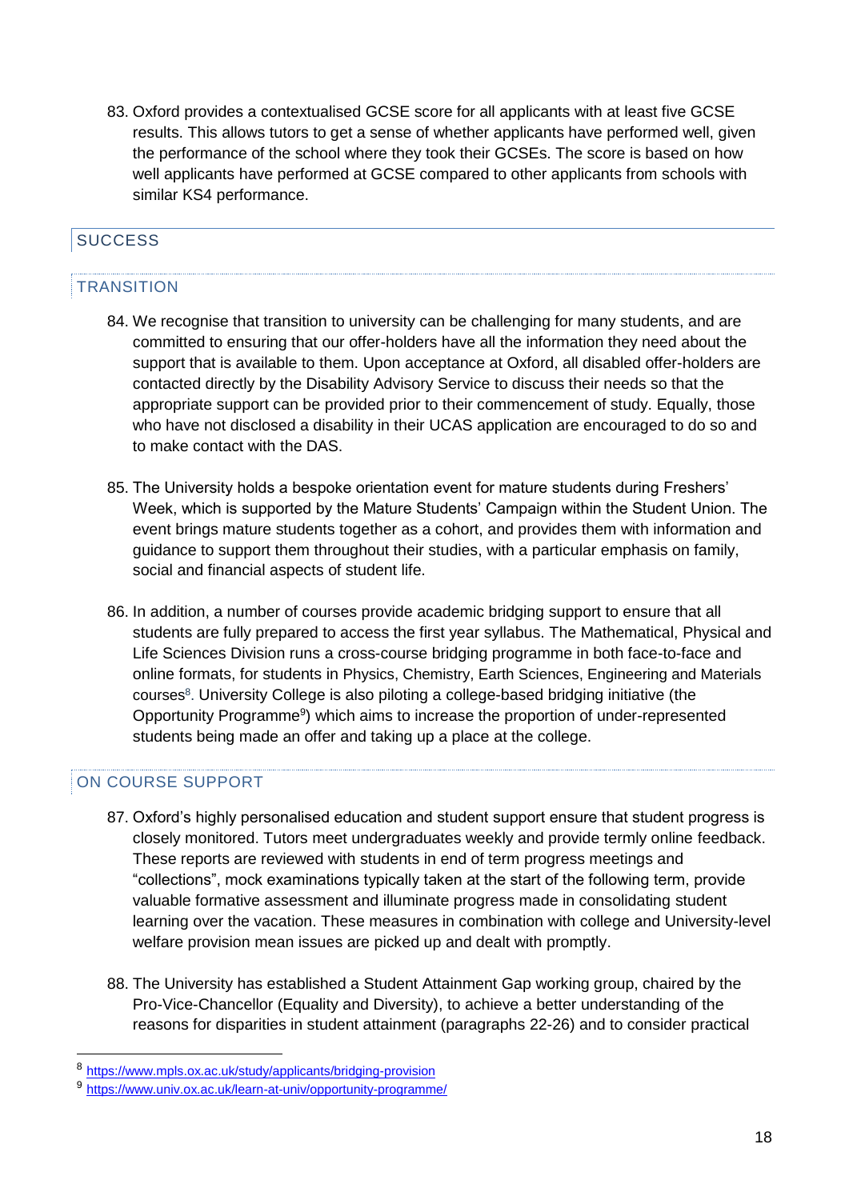83. Oxford provides a contextualised GCSE score for all applicants with at least five GCSE results. This allows tutors to get a sense of whether applicants have performed well, given the performance of the school where they took their GCSEs. The score is based on how well applicants have performed at GCSE compared to other applicants from schools with similar KS4 performance.

## SUCCESS

### TRANSITION

84. We recognise that transition to university can be challenging for many students, and are committed to ensuring that our offer-holders have all the information they need about the support that is available to them. Upon acceptance at Oxford, all disabled offer-holders are contacted directly by the Disability Advisory Service to discuss their needs so that the appropriate support can be provided prior to their commencement of study. Equally, those who have not disclosed a disability in their UCAS application are encouraged to do so and to make contact with the DAS.

85. The University holds a bespoke orientation event for mature students during Freshers' Week, which is supported by the Mature Students' Campaign within the Student Union. The event brings mature students together as a cohort, and provides them with information and guidance to support them throughout their studies, with a particular emphasis on family, social and financial aspects of student life.

86. In addition, a number of courses provide academic bridging support to ensure that all students are fully prepared to access the first year syllabus. The Mathematical, Physical and Life Sciences Division runs a cross-course bridging programme in both face-to-face and online formats, for students in Physics, Chemistry, Earth Sciences, Engineering and Materials courses[8]. University College is also piloting a college-based bridging initiative (the Opportunity Programme[9]) which aims to increase the proportion of under-represented students being made an offer and taking up a place at the college.

### ON COURSE SUPPORT

87. Oxford's highly personalised education and student support ensure that student progress is closely monitored. Tutors meet undergraduates weekly and provide termly online feedback. These reports are reviewed with students in end of term progress meetings and "collections", mock examinations typically taken at the start of the following term, provide valuable formative assessment and illuminate progress made in consolidating student learning over the vacation. These measures in combination with college and University-level welfare provision mean issues are picked up and dealt with promptly.

88. The University has established a Student Attainment Gap working group, chaired by the Pro-Vice-Chancellor (Equality and Diversity), to achieve a better understanding of the reasons for disparities in student attainment (paragraphs 22-26) and to consider practical

---

[8] https://www.mpls.ox.ac.uk/study/applicants/bridging-provision

[9] https://www.univ.ox.ac.uk/learn-at-univ/opportunity-programme/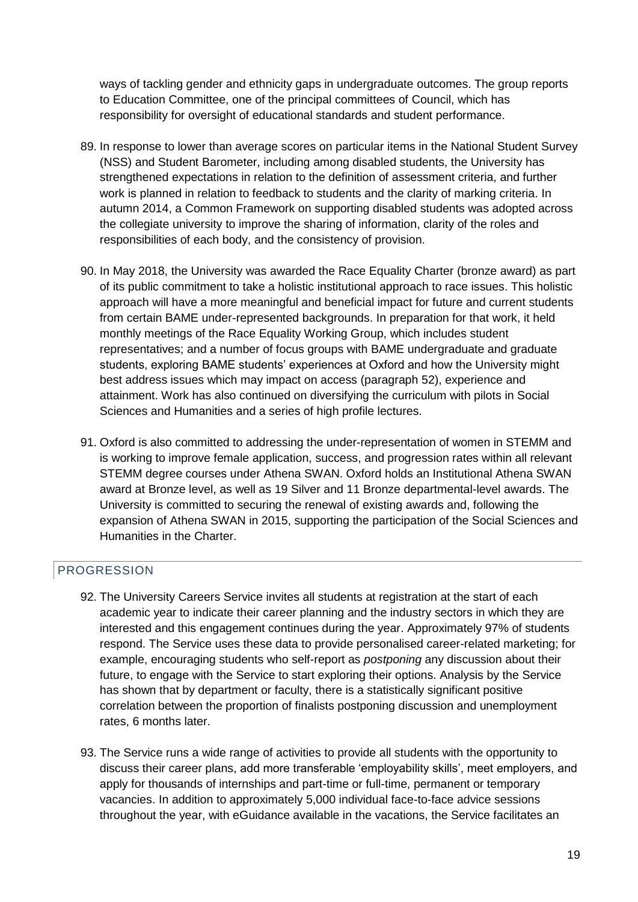ways of tackling gender and ethnicity gaps in undergraduate outcomes. The group reports to Education Committee, one of the principal committees of Council, which has responsibility for oversight of educational standards and student performance.

89. In response to lower than average scores on particular items in the National Student Survey (NSS) and Student Barometer, including among disabled students, the University has strengthened expectations in relation to the definition of assessment criteria, and further work is planned in relation to feedback to students and the clarity of marking criteria. In autumn 2014, a Common Framework on supporting disabled students was adopted across the collegiate university to improve the sharing of information, clarity of the roles and responsibilities of each body, and the consistency of provision.

90. In May 2018, the University was awarded the Race Equality Charter (bronze award) as part of its public commitment to take a holistic institutional approach to race issues. This holistic approach will have a more meaningful and beneficial impact for future and current students from certain BAME under-represented backgrounds. In preparation for that work, it held monthly meetings of the Race Equality Working Group, which includes student representatives; and a number of focus groups with BAME undergraduate and graduate students, exploring BAME students' experiences at Oxford and how the University might best address issues which may impact on access (paragraph 52), experience and attainment. Work has also continued on diversifying the curriculum with pilots in Social Sciences and Humanities and a series of high profile lectures.

91. Oxford is also committed to addressing the under-representation of women in STEMM and is working to improve female application, success, and progression rates within all relevant STEMM degree courses under Athena SWAN. Oxford holds an Institutional Athena SWAN award at Bronze level, as well as 19 Silver and 11 Bronze departmental-level awards. The University is committed to securing the renewal of existing awards and, following the expansion of Athena SWAN in 2015, supporting the participation of the Social Sciences and Humanities in the Charter.

## PROGRESSION

92. The University Careers Service invites all students at registration at the start of each academic year to indicate their career planning and the industry sectors in which they are interested and this engagement continues during the year. Approximately 97% of students respond. The Service uses these data to provide personalised career-related marketing; for example, encouraging students who self-report as *postponing* any discussion about their future, to engage with the Service to start exploring their options. Analysis by the Service has shown that by department or faculty, there is a statistically significant positive correlation between the proportion of finalists postponing discussion and unemployment rates, 6 months later.

93. The Service runs a wide range of activities to provide all students with the opportunity to discuss their career plans, add more transferable 'employability skills', meet employers, and apply for thousands of internships and part-time or full-time, permanent or temporary vacancies. In addition to approximately 5,000 individual face-to-face advice sessions throughout the year, with eGuidance available in the vacations, the Service facilitates an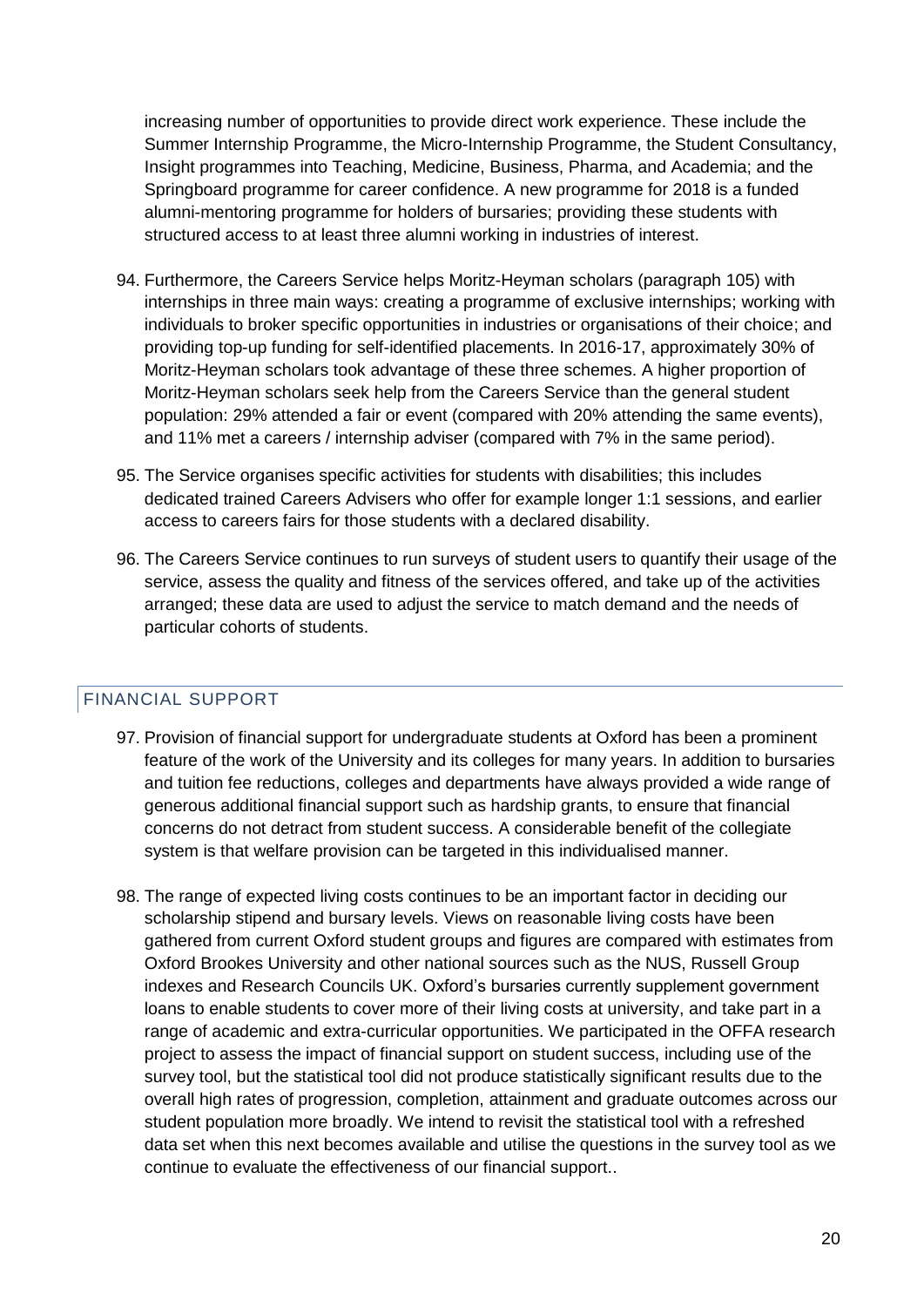increasing number of opportunities to provide direct work experience. These include the Summer Internship Programme, the Micro-Internship Programme, the Student Consultancy, Insight programmes into Teaching, Medicine, Business, Pharma, and Academia; and the Springboard programme for career confidence. A new programme for 2018 is a funded alumni-mentoring programme for holders of bursaries; providing these students with structured access to at least three alumni working in industries of interest.

94. Furthermore, the Careers Service helps Moritz-Heyman scholars (paragraph 105) with internships in three main ways: creating a programme of exclusive internships; working with individuals to broker specific opportunities in industries or organisations of their choice; and providing top-up funding for self-identified placements. In 2016-17, approximately 30% of Moritz-Heyman scholars took advantage of these three schemes. A higher proportion of Moritz-Heyman scholars seek help from the Careers Service than the general student population: 29% attended a fair or event (compared with 20% attending the same events), and 11% met a careers / internship adviser (compared with 7% in the same period).

95. The Service organises specific activities for students with disabilities; this includes dedicated trained Careers Advisers who offer for example longer 1:1 sessions, and earlier access to careers fairs for those students with a declared disability.

96. The Careers Service continues to run surveys of student users to quantify their usage of the service, assess the quality and fitness of the services offered, and take up of the activities arranged; these data are used to adjust the service to match demand and the needs of particular cohorts of students.

## FINANCIAL SUPPORT

97. Provision of financial support for undergraduate students at Oxford has been a prominent feature of the work of the University and its colleges for many years. In addition to bursaries and tuition fee reductions, colleges and departments have always provided a wide range of generous additional financial support such as hardship grants, to ensure that financial concerns do not detract from student success. A considerable benefit of the collegiate system is that welfare provision can be targeted in this individualised manner.

98. The range of expected living costs continues to be an important factor in deciding our scholarship stipend and bursary levels. Views on reasonable living costs have been gathered from current Oxford student groups and figures are compared with estimates from Oxford Brookes University and other national sources such as the NUS, Russell Group indexes and Research Councils UK. Oxford's bursaries currently supplement government loans to enable students to cover more of their living costs at university, and take part in a range of academic and extra-curricular opportunities. We participated in the OFFA research project to assess the impact of financial support on student success, including use of the survey tool, but the statistical tool did not produce statistically significant results due to the overall high rates of progression, completion, attainment and graduate outcomes across our student population more broadly. We intend to revisit the statistical tool with a refreshed data set when this next becomes available and utilise the questions in the survey tool as we continue to evaluate the effectiveness of our financial support..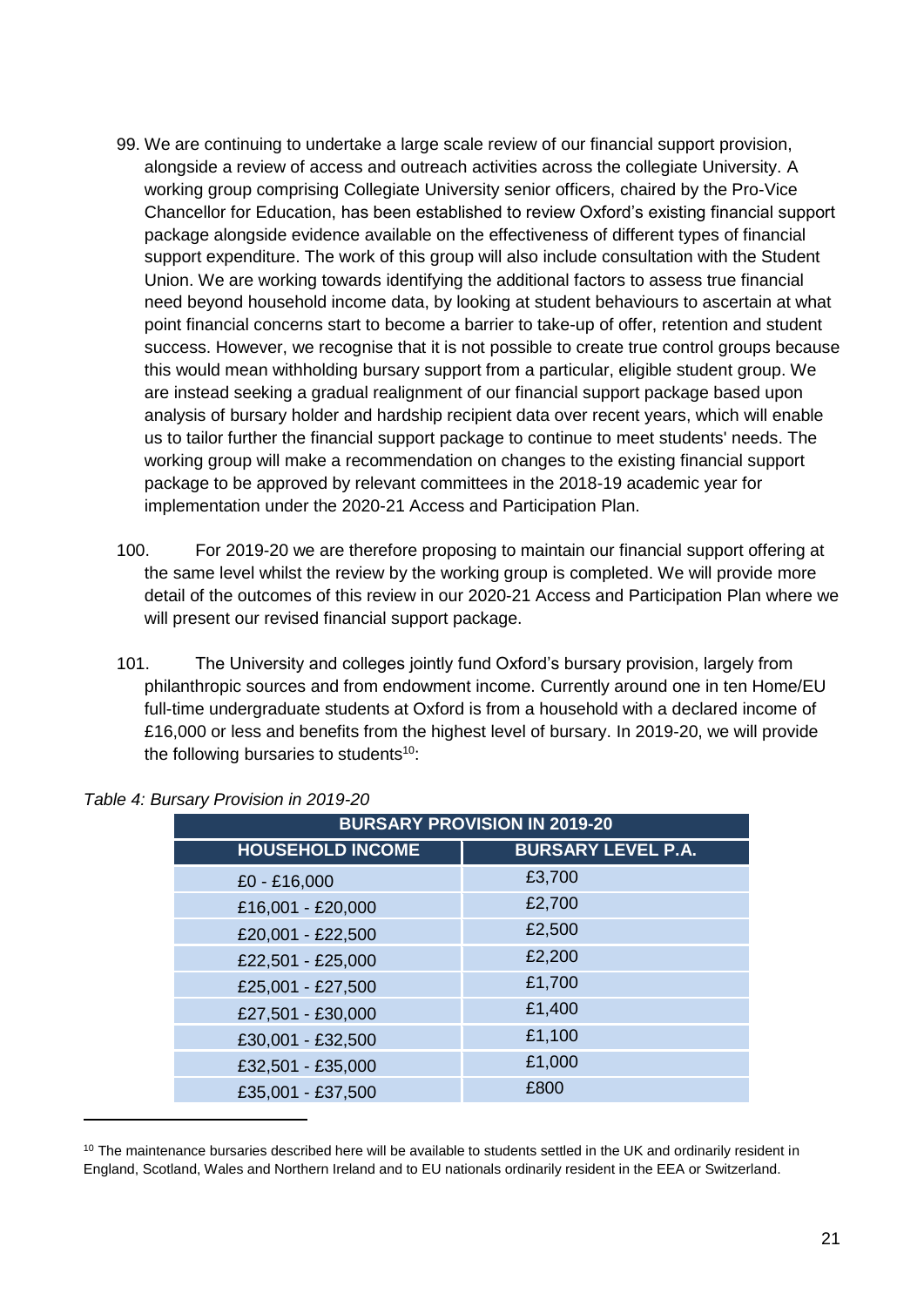99. We are continuing to undertake a large scale review of our financial support provision, alongside a review of access and outreach activities across the collegiate University. A working group comprising Collegiate University senior officers, chaired by the Pro-Vice Chancellor for Education, has been established to review Oxford's existing financial support package alongside evidence available on the effectiveness of different types of financial support expenditure. The work of this group will also include consultation with the Student Union. We are working towards identifying the additional factors to assess true financial need beyond household income data, by looking at student behaviours to ascertain at what point financial concerns start to become a barrier to take-up of offer, retention and student success. However, we recognise that it is not possible to create true control groups because this would mean withholding bursary support from a particular, eligible student group. We are instead seeking a gradual realignment of our financial support package based upon analysis of bursary holder and hardship recipient data over recent years, which will enable us to tailor further the financial support package to continue to meet students' needs. The working group will make a recommendation on changes to the existing financial support package to be approved by relevant committees in the 2018-19 academic year for implementation under the 2020-21 Access and Participation Plan.

100. For 2019-20 we are therefore proposing to maintain our financial support offering at the same level whilst the review by the working group is completed. We will provide more detail of the outcomes of this review in our 2020-21 Access and Participation Plan where we will present our revised financial support package.

101. The University and colleges jointly fund Oxford's bursary provision, largely from philanthropic sources and from endowment income. Currently around one in ten Home/EU full-time undergraduate students at Oxford is from a household with a declared income of £16,000 or less and benefits from the highest level of bursary. In 2019-20, we will provide the following bursaries to students[10]:

*Table 4: Bursary Provision in 2019-20*

| BURSARY PROVISION IN 2019-20 | |
|---|---|
| **HOUSEHOLD INCOME** | **BURSARY LEVEL P.A.** |
| £0 - £16,000 | £3,700 |
| £16,001 - £20,000 | £2,700 |
| £20,001 - £22,500 | £2,500 |
| £22,501 - £25,000 | £2,200 |
| £25,001 - £27,500 | £1,700 |
| £27,501 - £30,000 | £1,400 |
| £30,001 - £32,500 | £1,100 |
| £32,501 - £35,000 | £1,000 |
| £35,001 - £37,500 | £800 |

[10] The maintenance bursaries described here will be available to students settled in the UK and ordinarily resident in England, Scotland, Wales and Northern Ireland and to EU nationals ordinarily resident in the EEA or Switzerland.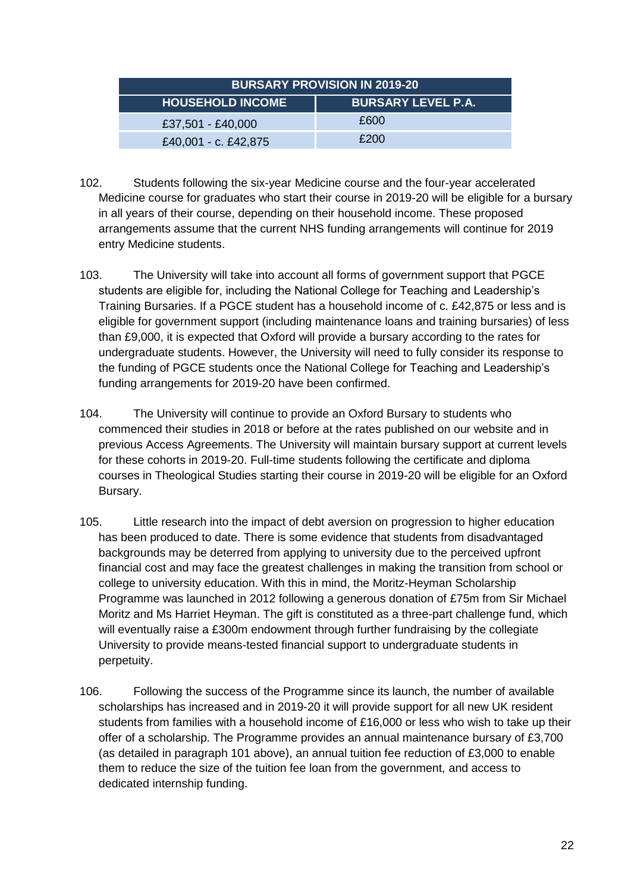| BURSARY PROVISION IN 2019-20 | |
| --- | --- |
| **HOUSEHOLD INCOME** | **BURSARY LEVEL P.A.** |
| £37,501 - £40,000 | £600 |
| £40,001 - c. £42,875 | £200 |

102. Students following the six-year Medicine course and the four-year accelerated Medicine course for graduates who start their course in 2019-20 will be eligible for a bursary in all years of their course, depending on their household income. These proposed arrangements assume that the current NHS funding arrangements will continue for 2019 entry Medicine students.

103. The University will take into account all forms of government support that PGCE students are eligible for, including the National College for Teaching and Leadership's Training Bursaries. If a PGCE student has a household income of c. £42,875 or less and is eligible for government support (including maintenance loans and training bursaries) of less than £9,000, it is expected that Oxford will provide a bursary according to the rates for undergraduate students. However, the University will need to fully consider its response to the funding of PGCE students once the National College for Teaching and Leadership's funding arrangements for 2019-20 have been confirmed.

104. The University will continue to provide an Oxford Bursary to students who commenced their studies in 2018 or before at the rates published on our website and in previous Access Agreements. The University will maintain bursary support at current levels for these cohorts in 2019-20. Full-time students following the certificate and diploma courses in Theological Studies starting their course in 2019-20 will be eligible for an Oxford Bursary.

105. Little research into the impact of debt aversion on progression to higher education has been produced to date. There is some evidence that students from disadvantaged backgrounds may be deterred from applying to university due to the perceived upfront financial cost and may face the greatest challenges in making the transition from school or college to university education. With this in mind, the Moritz-Heyman Scholarship Programme was launched in 2012 following a generous donation of £75m from Sir Michael Moritz and Ms Harriet Heyman. The gift is constituted as a three-part challenge fund, which will eventually raise a £300m endowment through further fundraising by the collegiate University to provide means-tested financial support to undergraduate students in perpetuity.

106. Following the success of the Programme since its launch, the number of available scholarships has increased and in 2019-20 it will provide support for all new UK resident students from families with a household income of £16,000 or less who wish to take up their offer of a scholarship. The Programme provides an annual maintenance bursary of £3,700 (as detailed in paragraph 101 above), an annual tuition fee reduction of £3,000 to enable them to reduce the size of the tuition fee loan from the government, and access to dedicated internship funding.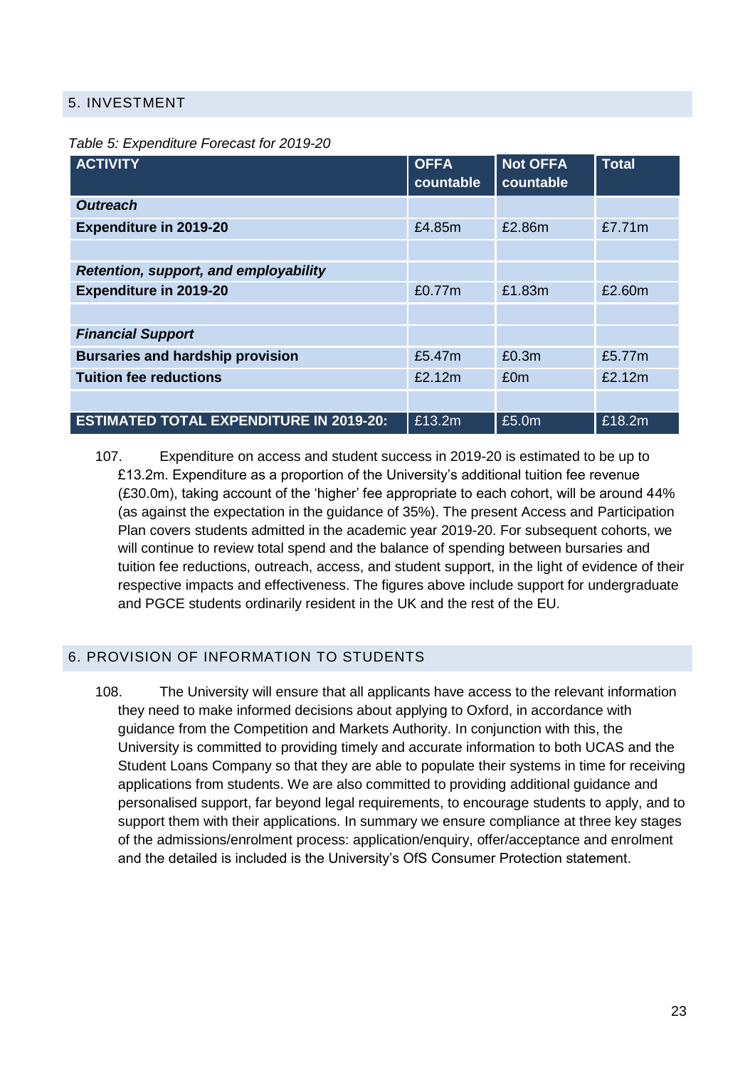## 5. INVESTMENT

*Table 5: Expenditure Forecast for 2019-20*

| ACTIVITY | OFFA countable | Not OFFA countable | Total |
|---|---|---|---|
| ***Outreach*** | | | |
| **Expenditure in 2019-20** | £4.85m | £2.86m | £7.71m |
| | | | |
| ***Retention, support, and employability*** | | | |
| **Expenditure in 2019-20** | £0.77m | £1.83m | £2.60m |
| | | | |
| ***Financial Support*** | | | |
| **Bursaries and hardship provision** | £5.47m | £0.3m | £5.77m |
| **Tuition fee reductions** | £2.12m | £0m | £2.12m |
| | | | |
| **ESTIMATED TOTAL EXPENDITURE IN 2019-20:** | £13.2m | £5.0m | £18.2m |

107. Expenditure on access and student success in 2019-20 is estimated to be up to £13.2m. Expenditure as a proportion of the University's additional tuition fee revenue (£30.0m), taking account of the 'higher' fee appropriate to each cohort, will be around 44% (as against the expectation in the guidance of 35%). The present Access and Participation Plan covers students admitted in the academic year 2019-20. For subsequent cohorts, we will continue to review total spend and the balance of spending between bursaries and tuition fee reductions, outreach, access, and student support, in the light of evidence of their respective impacts and effectiveness. The figures above include support for undergraduate and PGCE students ordinarily resident in the UK and the rest of the EU.

## 6. PROVISION OF INFORMATION TO STUDENTS

108. The University will ensure that all applicants have access to the relevant information they need to make informed decisions about applying to Oxford, in accordance with guidance from the Competition and Markets Authority. In conjunction with this, the University is committed to providing timely and accurate information to both UCAS and the Student Loans Company so that they are able to populate their systems in time for receiving applications from students. We are also committed to providing additional guidance and personalised support, far beyond legal requirements, to encourage students to apply, and to support them with their applications. In summary we ensure compliance at three key stages of the admissions/enrolment process: application/enquiry, offer/acceptance and enrolment and the detailed is included is the University's OfS Consumer Protection statement.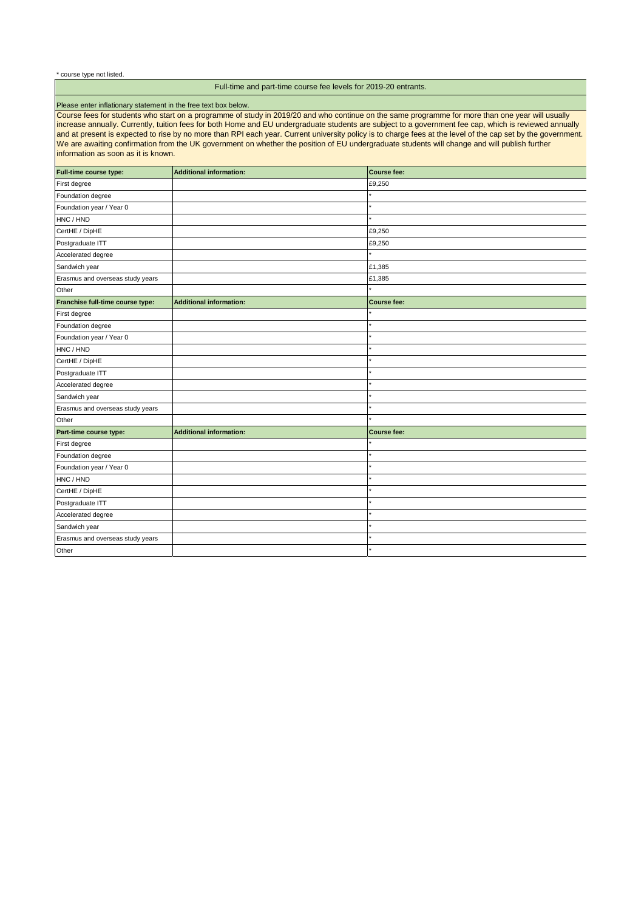\* course type not listed.

Full-time and part-time course fee levels for 2019-20 entrants.

Please enter inflationary statement in the free text box below.

Course fees for students who start on a programme of study in 2019/20 and who continue on the same programme for more than one year will usually increase annually. Currently, tuition fees for both Home and EU undergraduate students are subject to a government fee cap, which is reviewed annually and at present is expected to rise by no more than RPI each year. Current university policy is to charge fees at the level of the cap set by the government. We are awaiting confirmation from the UK government on whether the position of EU undergraduate students will change and will publish further information as soon as it is known.

| Full-time course type: | Additional information: | Course fee: |
|---|---|---|
| First degree | | £9,250 |
| Foundation degree | | * |
| Foundation year / Year 0 | | * |
| HNC / HND | | * |
| CertHE / DipHE | | £9,250 |
| Postgraduate ITT | | £9,250 |
| Accelerated degree | | * |
| Sandwich year | | £1,385 |
| Erasmus and overseas study years | | £1,385 |
| Other | | * |
| **Franchise full-time course type:** | **Additional information:** | **Course fee:** |
| First degree | | * |
| Foundation degree | | * |
| Foundation year / Year 0 | | * |
| HNC / HND | | * |
| CertHE / DipHE | | * |
| Postgraduate ITT | | * |
| Accelerated degree | | * |
| Sandwich year | | * |
| Erasmus and overseas study years | | * |
| Other | | * |
| **Part-time course type:** | **Additional information:** | **Course fee:** |
| First degree | | * |
| Foundation degree | | * |
| Foundation year / Year 0 | | * |
| HNC / HND | | * |
| CertHE / DipHE | | * |
| Postgraduate ITT | | * |
| Accelerated degree | | * |
| Sandwich year | | * |
| Erasmus and overseas study years | | * |
| Other | | * |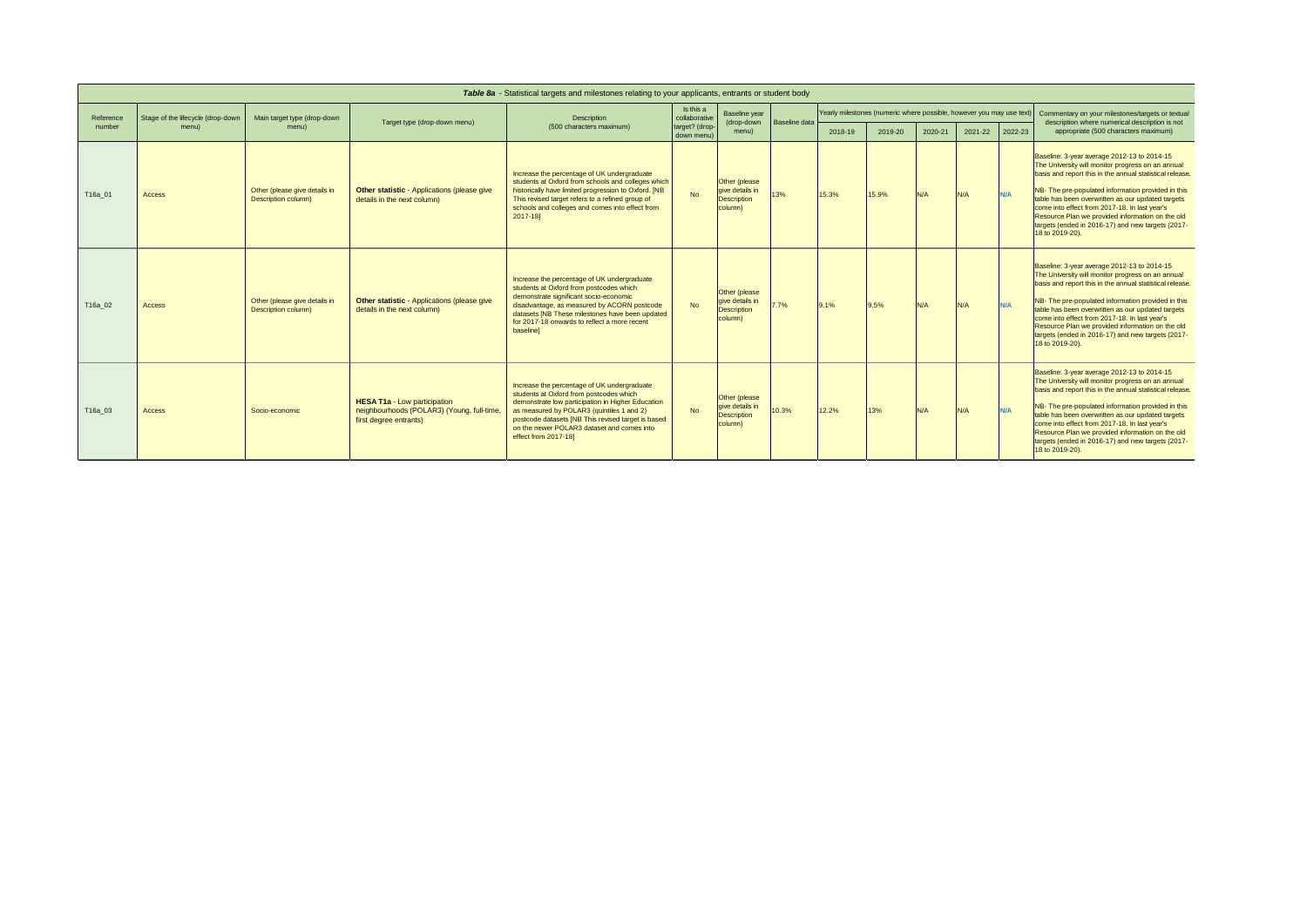**Table 8a** - Statistical targets and milestones relating to your applicants, entrants or student body

| Reference number | Stage of the lifecycle (drop-down menu) | Main target type (drop-down menu) | Target type (drop-down menu) | Description (500 characters maximum) | Is this a collaborative target? (drop-down menu) | Baseline year (drop-down menu) | Baseline data | Yearly milestones (numeric where possible, however you may use text) | | | | | Commentary on your milestones/targets or textual description where numerical description is not appropriate (500 characters maximum) |
|---|---|---|---|---|---|---|---|---|---|---|---|---|---|
| | | | | | | | | 2018-19 | 2019-20 | 2020-21 | 2021-22 | 2022-23 | |
| T16a_01 | Access | Other (please give details in Description column) | **Other statistic** - Applications (please give details in the next column) | Increase the percentage of UK undergraduate students at Oxford from schools and colleges which historically have limited progression to Oxford. [NB This revised target refers to a refined group of schools and colleges and comes into effect from 2017-18] | No | Other (please give details in Description column) | 13% | 15.3% | 15.9% | N/A | N/A | N/A | Baseline: 3-year average 2012-13 to 2014-15 The University will monitor progress on an annual basis and report this in the annual statistical release. NB- The pre-populated information provided in this table has been overwritten as our updated targets come into effect from 2017-18. In last year's Resource Plan we provided information on the old targets (ended in 2016-17) and new targets (2017-18 to 2019-20). |
| T16a_02 | Access | Other (please give details in Description column) | **Other statistic** - Applications (please give details in the next column) | Increase the percentage of UK undergraduate students at Oxford from postcodes which demonstrate significant socio-economic disadvantage, as measured by ACORN postcode datasets [NB These milestones have been updated for 2017-18 onwards to reflect a more recent baseline] | No | Other (please give details in Description column) | 7.7% | 9.1% | 9.5% | N/A | N/A | N/A | Baseline: 3-year average 2012-13 to 2014-15 The University will monitor progress on an annual basis and report this in the annual statistical release. NB- The pre-populated information provided in this table has been overwritten as our updated targets come into effect from 2017-18. In last year's Resource Plan we provided information on the old targets (ended in 2016-17) and new targets (2017-18 to 2019-20). |
| T16a_03 | Access | Socio-economic | **HESA T1a** - Low participation neighbourhoods (POLAR3) (Young, full-time, first degree entrants) | Increase the percentage of UK undergraduate students at Oxford from postcodes which demonstrate low participation in Higher Education as measured by POLAR3 (quintiles 1 and 2) postcode datasets [NB This revised target is based on the newer POLAR3 dataset and comes into effect from 2017-18] | No | Other (please give details in Description column) | 10.3% | 12.2% | 13% | N/A | N/A | N/A | Baseline: 3-year average 2012-13 to 2014-15 The University will monitor progress on an annual basis and report this in the annual statistical release. NB- The pre-populated information provided in this table has been overwritten as our updated targets come into effect from 2017-18. In last year's Resource Plan we provided information on the old targets (ended in 2016-17) and new targets (2017-18 to 2019-20). |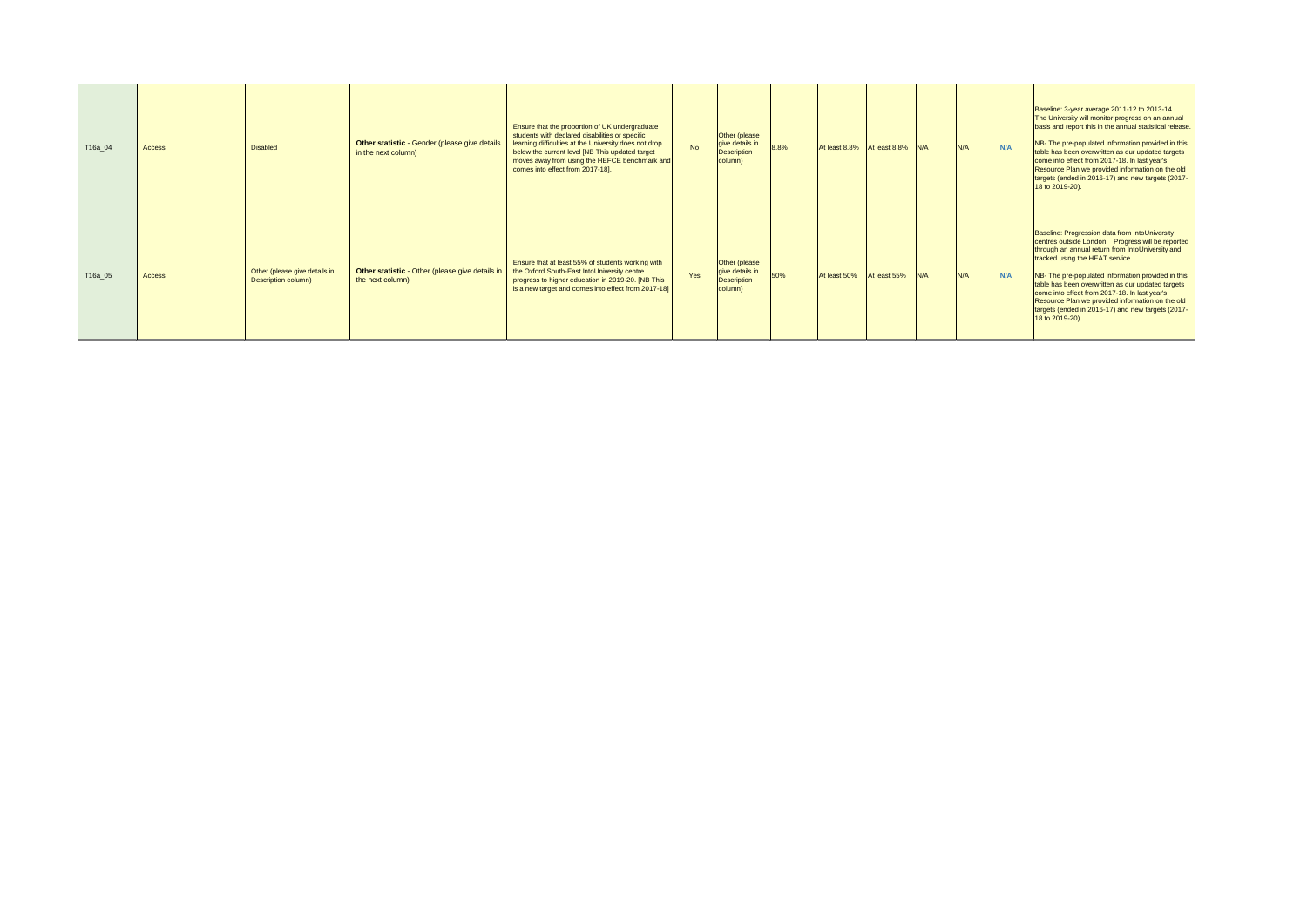| | | | | | | | | | | | | | |
|---|---|---|---|---|---|---|---|---|---|---|---|---|---|
| T16a_04 | Access | Disabled | **Other statistic** - Gender (please give details in the next column) | Ensure that the proportion of UK undergraduate students with declared disabilities or specific learning difficulties at the University does not drop below the current level [NB This updated target moves away from using the HEFCE benchmark and comes into effect from 2017-18]. | No | Other (please give details in Description column) | 8.8% | At least 8.8% | At least 8.8% | N/A | N/A | N/A | Baseline: 3-year average 2011-12 to 2013-14 The University will monitor progress on an annual basis and report this in the annual statistical release. NB- The pre-populated information provided in this table has been overwritten as our updated targets come into effect from 2017-18. In last year's Resource Plan we provided information on the old targets (ended in 2016-17) and new targets (2017-18 to 2019-20). |
| T16a_05 | Access | Other (please give details in Description column) | **Other statistic** - Other (please give details in the next column) | Ensure that at least 55% of students working with the Oxford South-East IntoUniversity centre progress to higher education in 2019-20. [NB This is a new target and comes into effect from 2017-18] | Yes | Other (please give details in Description column) | 50% | At least 50% | At least 55% | N/A | N/A | N/A | Baseline: Progression data from IntoUniversity centres outside London. Progress will be reported through an annual return from IntoUniversity and tracked using the HEAT service. NB- The pre-populated information provided in this table has been overwritten as our updated targets come into effect from 2017-18. In last year's Resource Plan we provided information on the old targets (ended in 2016-17) and new targets (2017-18 to 2019-20). |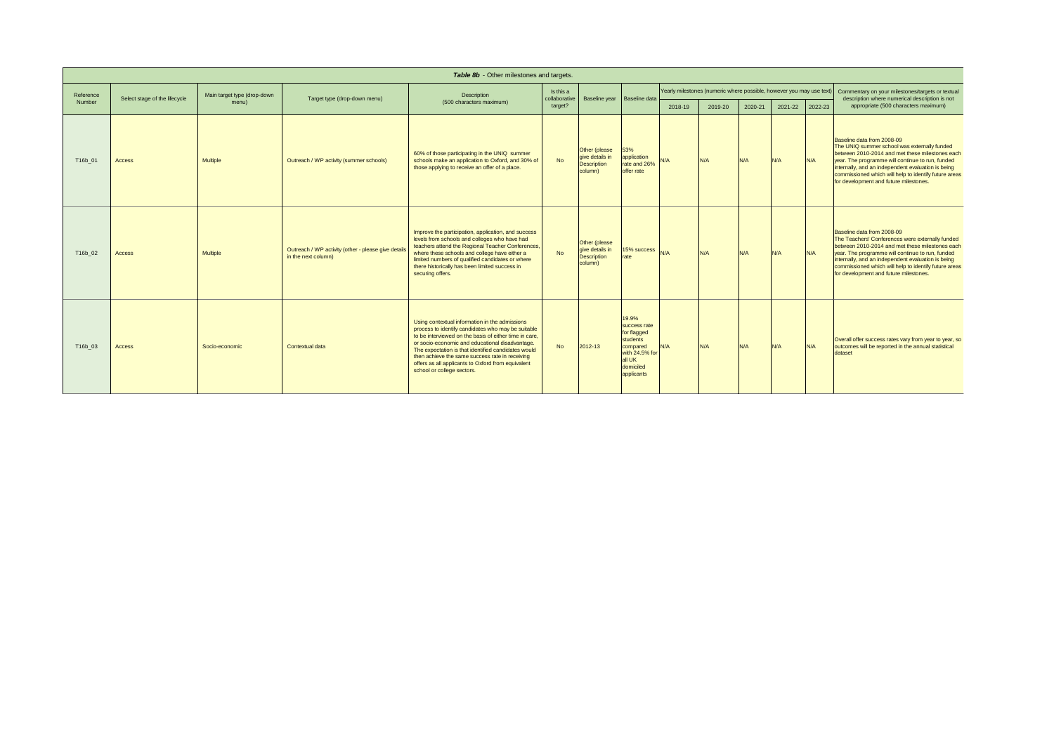| *Table 8b* - Other milestones and targets. | | | | | | | | | | | | | | |
|---|---|---|---|---|---|---|---|---|---|---|---|---|---|---|
| Reference Number | Select stage of the lifecycle | Main target type (drop-down menu) | Target type (drop-down menu) | Description (500 characters maximum) | Is this a collaborative target? | Baseline year | Baseline data | Yearly milestones (numeric where possible, however you may use text) | | | | | Commentary on your milestones/targets or textual description where numerical description is not appropriate (500 characters maximum) |
| | | | | | | | | 2018-19 | 2019-20 | 2020-21 | 2021-22 | 2022-23 | |
| T16b_01 | Access | Multiple | Outreach / WP activity (summer schools) | 60% of those participating in the UNIQ summer schools make an application to Oxford, and 30% of those applying to receive an offer of a place. | No | Other (please give details in Description column) | 53% application rate and 26% offer rate | N/A | N/A | N/A | N/A | N/A | Baseline data from 2008-09 The UNIQ summer school was externally funded between 2010-2014 and met these milestones each year. The programme will continue to run, funded internally, and an independent evaluation is being commissioned which will help to identify future areas for development and future milestones. |
| T16b_02 | Access | Multiple | Outreach / WP activity (other - please give details in the next column) | Improve the participation, application, and success levels from schools and colleges who have had teachers attend the Regional Teacher Conferences, where these schools and college have either a limited numbers of qualified candidates or where there historically has been limited success in securing offers. | No | Other (please give details in Description column) | 15% success rate | N/A | N/A | N/A | N/A | N/A | Baseline data from 2008-09 The Teachers' Conferences were externally funded between 2010-2014 and met these milestones each year. The programme will continue to run, funded internally, and an independent evaluation is being commissioned which will help to identify future areas for development and future milestones. |
| T16b_03 | Access | Socio-economic | Contextual data | Using contextual information in the admissions process to identify candidates who may be suitable to be interviewed on the basis of either time in care, or socio-economic and educational disadvantage. The expectation is that identified candidates would then achieve the same success rate in receiving offers as all applicants to Oxford from equivalent school or college sectors. | No | 2012-13 | 19.9% success rate for flagged students compared with 24.5% for all UK domiciled applicants | N/A | N/A | N/A | N/A | N/A | Overall offer success rates vary from year to year, so outcomes will be reported in the annual statistical dataset |